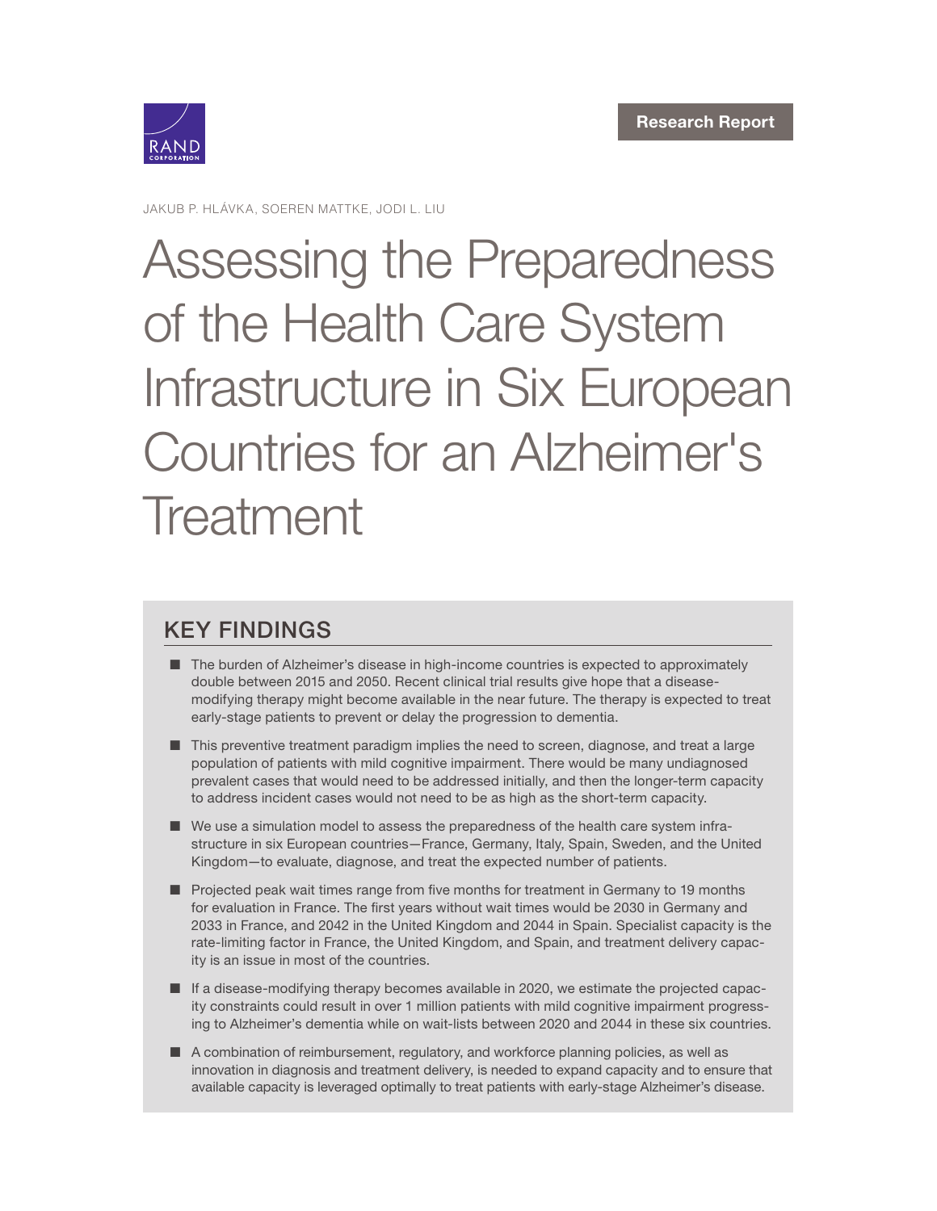Research Report

JAKUB P. HLÁVKA, SOEREN MATTKE, JODI L. LIU

# Assessing the Preparedness of the Health Care System Infrastructure in Six European Countries for an Alzheimer's Treatment

## KEY FINDINGS

- The burden of Alzheimer's disease in high-income countries is expected to approximately double between 2015 and 2050. Recent clinical trial results give hope that a disease-modifying therapy might become available in the near future. The therapy is expected to treat early-stage patients to prevent or delay the progression to dementia.
- This preventive treatment paradigm implies the need to screen, diagnose, and treat a large population of patients with mild cognitive impairment. There would be many undiagnosed prevalent cases that would need to be addressed initially, and then the longer-term capacity to address incident cases would not need to be as high as the short-term capacity.
- We use a simulation model to assess the preparedness of the health care system infrastructure in six European countries—France, Germany, Italy, Spain, Sweden, and the United Kingdom—to evaluate, diagnose, and treat the expected number of patients.
- Projected peak wait times range from five months for treatment in Germany to 19 months for evaluation in France. The first years without wait times would be 2030 in Germany and 2033 in France, and 2042 in the United Kingdom and 2044 in Spain. Specialist capacity is the rate-limiting factor in France, the United Kingdom, and Spain, and treatment delivery capacity is an issue in most of the countries.
- If a disease-modifying therapy becomes available in 2020, we estimate the projected capacity constraints could result in over 1 million patients with mild cognitive impairment progressing to Alzheimer's dementia while on wait-lists between 2020 and 2044 in these six countries.
- A combination of reimbursement, regulatory, and workforce planning policies, as well as innovation in diagnosis and treatment delivery, is needed to expand capacity and to ensure that available capacity is leveraged optimally to treat patients with early-stage Alzheimer's disease.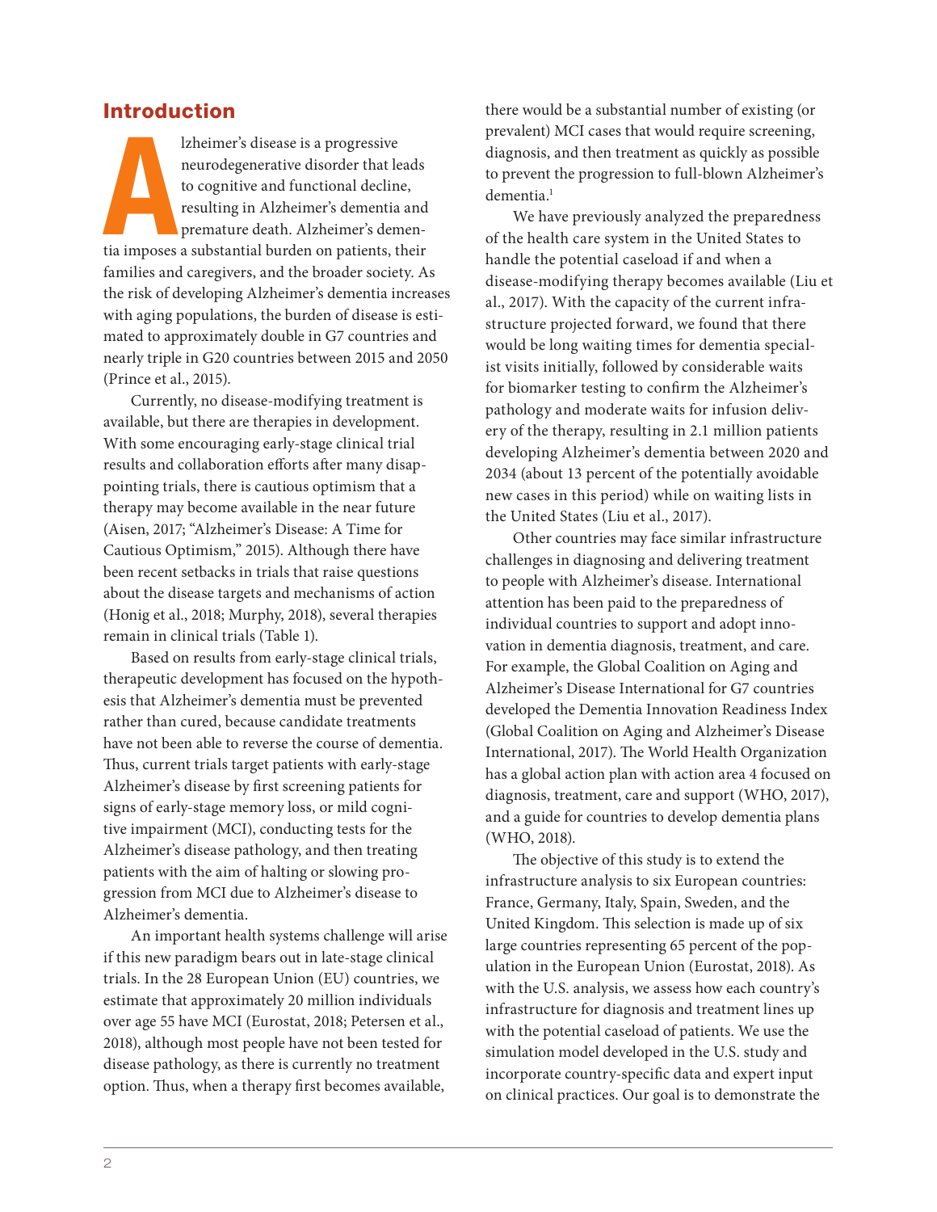## Introduction

Alzheimer's disease is a progressive neurodegenerative disorder that leads to cognitive and functional decline, resulting in Alzheimer's dementia and premature death. Alzheimer's dementia imposes a substantial burden on patients, their families and caregivers, and the broader society. As the risk of developing Alzheimer's dementia increases with aging populations, the burden of disease is estimated to approximately double in G7 countries and nearly triple in G20 countries between 2015 and 2050 (Prince et al., 2015).

Currently, no disease-modifying treatment is available, but there are therapies in development. With some encouraging early-stage clinical trial results and collaboration efforts after many disappointing trials, there is cautious optimism that a therapy may become available in the near future (Aisen, 2017; "Alzheimer's Disease: A Time for Cautious Optimism," 2015). Although there have been recent setbacks in trials that raise questions about the disease targets and mechanisms of action (Honig et al., 2018; Murphy, 2018), several therapies remain in clinical trials (Table 1).

Based on results from early-stage clinical trials, therapeutic development has focused on the hypothesis that Alzheimer's dementia must be prevented rather than cured, because candidate treatments have not been able to reverse the course of dementia. Thus, current trials target patients with early-stage Alzheimer's disease by first screening patients for signs of early-stage memory loss, or mild cognitive impairment (MCI), conducting tests for the Alzheimer's disease pathology, and then treating patients with the aim of halting or slowing progression from MCI due to Alzheimer's disease to Alzheimer's dementia.

An important health systems challenge will arise if this new paradigm bears out in late-stage clinical trials. In the 28 European Union (EU) countries, we estimate that approximately 20 million individuals over age 55 have MCI (Eurostat, 2018; Petersen et al., 2018), although most people have not been tested for disease pathology, as there is currently no treatment option. Thus, when a therapy first becomes available, there would be a substantial number of existing (or prevalent) MCI cases that would require screening, diagnosis, and then treatment as quickly as possible to prevent the progression to full-blown Alzheimer's dementia.[1]

We have previously analyzed the preparedness of the health care system in the United States to handle the potential caseload if and when a disease-modifying therapy becomes available (Liu et al., 2017). With the capacity of the current infrastructure projected forward, we found that there would be long waiting times for dementia specialist visits initially, followed by considerable waits for biomarker testing to confirm the Alzheimer's pathology and moderate waits for infusion delivery of the therapy, resulting in 2.1 million patients developing Alzheimer's dementia between 2020 and 2034 (about 13 percent of the potentially avoidable new cases in this period) while on waiting lists in the United States (Liu et al., 2017).

Other countries may face similar infrastructure challenges in diagnosing and delivering treatment to people with Alzheimer's disease. International attention has been paid to the preparedness of individual countries to support and adopt innovation in dementia diagnosis, treatment, and care. For example, the Global Coalition on Aging and Alzheimer's Disease International for G7 countries developed the Dementia Innovation Readiness Index (Global Coalition on Aging and Alzheimer's Disease International, 2017). The World Health Organization has a global action plan with action area 4 focused on diagnosis, treatment, care and support (WHO, 2017), and a guide for countries to develop dementia plans (WHO, 2018).

The objective of this study is to extend the infrastructure analysis to six European countries: France, Germany, Italy, Spain, Sweden, and the United Kingdom. This selection is made up of six large countries representing 65 percent of the population in the European Union (Eurostat, 2018). As with the U.S. analysis, we assess how each country's infrastructure for diagnosis and treatment lines up with the potential caseload of patients. We use the simulation model developed in the U.S. study and incorporate country-specific data and expert input on clinical practices. Our goal is to demonstrate the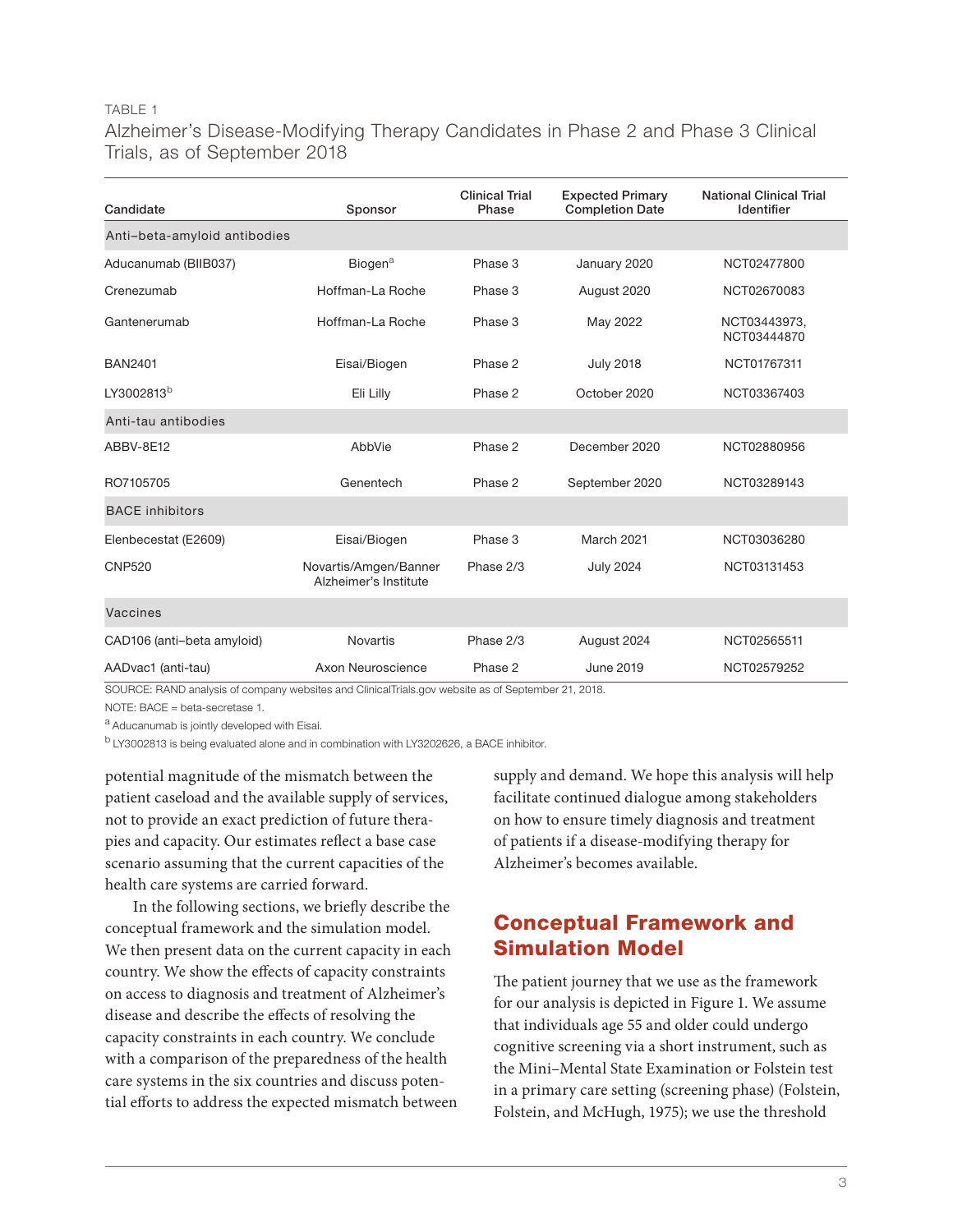TABLE 1

Alzheimer's Disease-Modifying Therapy Candidates in Phase 2 and Phase 3 Clinical Trials, as of September 2018

| Candidate | Sponsor | Clinical Trial Phase | Expected Primary Completion Date | National Clinical Trial Identifier |
|---|---|---|---|---|
| Anti–beta-amyloid antibodies | | | | |
| Aducanumab (BIIB037) | Biogen[a] | Phase 3 | January 2020 | NCT02477800 |
| Crenezumab | Hoffman-La Roche | Phase 3 | August 2020 | NCT02670083 |
| Gantenerumab | Hoffman-La Roche | Phase 3 | May 2022 | NCT03443973, NCT03444870 |
| BAN2401 | Eisai/Biogen | Phase 2 | July 2018 | NCT01767311 |
| LY3002813[b] | Eli Lilly | Phase 2 | October 2020 | NCT03367403 |
| Anti-tau antibodies | | | | |
| ABBV-8E12 | AbbVie | Phase 2 | December 2020 | NCT02880956 |
| RO7105705 | Genentech | Phase 2 | September 2020 | NCT03289143 |
| BACE inhibitors | | | | |
| Elenbecestat (E2609) | Eisai/Biogen | Phase 3 | March 2021 | NCT03036280 |
| CNP520 | Novartis/Amgen/Banner Alzheimer's Institute | Phase 2/3 | July 2024 | NCT03131453 |
| Vaccines | | | | |
| CAD106 (anti–beta amyloid) | Novartis | Phase 2/3 | August 2024 | NCT02565511 |
| AADvac1 (anti-tau) | Axon Neuroscience | Phase 2 | June 2019 | NCT02579252 |

SOURCE: RAND analysis of company websites and ClinicalTrials.gov website as of September 21, 2018.

NOTE: BACE = beta-secretase 1.

[a] Aducanumab is jointly developed with Eisai.

[b] LY3002813 is being evaluated alone and in combination with LY3202626, a BACE inhibitor.

potential magnitude of the mismatch between the patient caseload and the available supply of services, not to provide an exact prediction of future therapies and capacity. Our estimates reflect a base case scenario assuming that the current capacities of the health care systems are carried forward.

In the following sections, we briefly describe the conceptual framework and the simulation model. We then present data on the current capacity in each country. We show the effects of capacity constraints on access to diagnosis and treatment of Alzheimer's disease and describe the effects of resolving the capacity constraints in each country. We conclude with a comparison of the preparedness of the health care systems in the six countries and discuss potential efforts to address the expected mismatch between supply and demand. We hope this analysis will help facilitate continued dialogue among stakeholders on how to ensure timely diagnosis and treatment of patients if a disease-modifying therapy for Alzheimer's becomes available.

## Conceptual Framework and Simulation Model

The patient journey that we use as the framework for our analysis is depicted in Figure 1. We assume that individuals age 55 and older could undergo cognitive screening via a short instrument, such as the Mini–Mental State Examination or Folstein test in a primary care setting (screening phase) (Folstein, Folstein, and McHugh, 1975); we use the threshold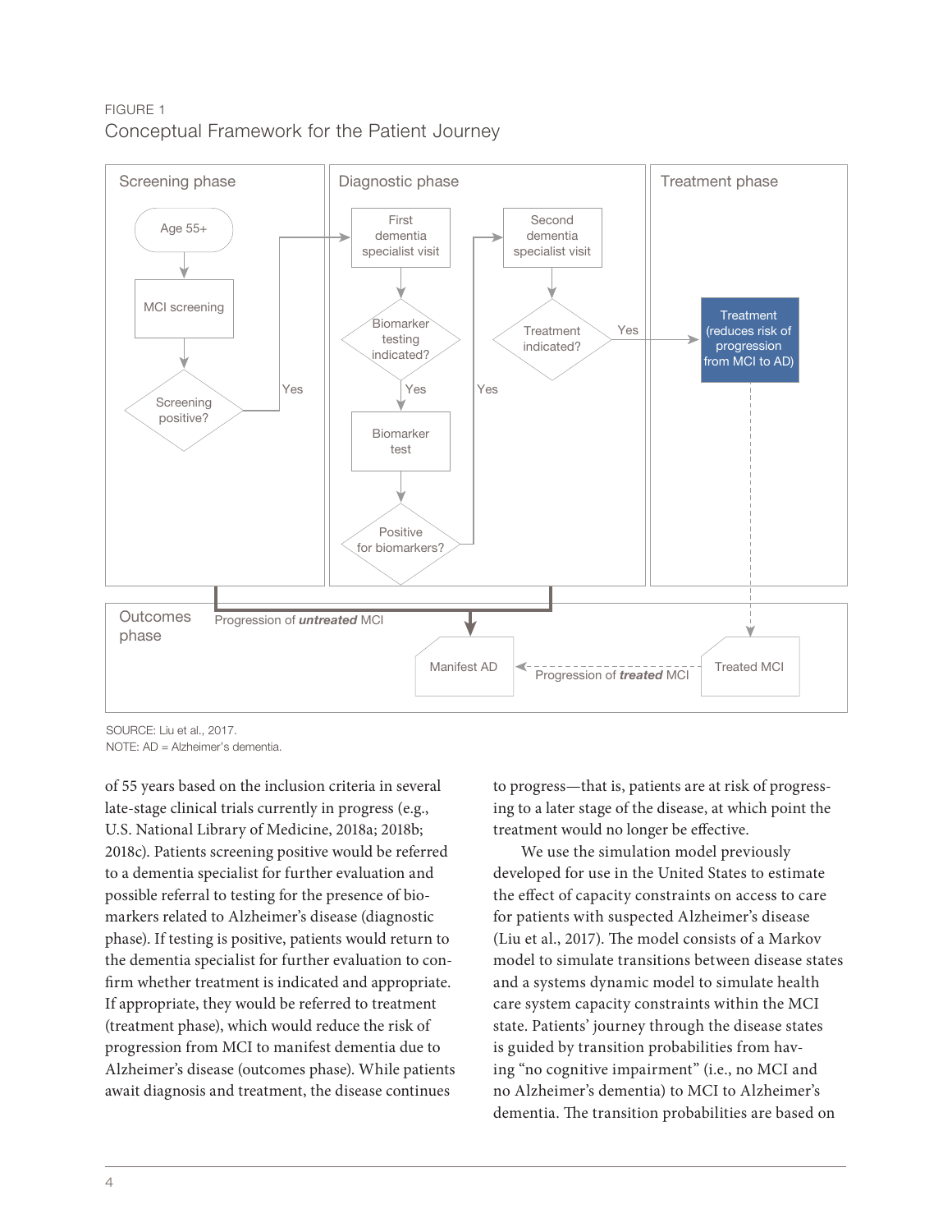FIGURE 1

Conceptual Framework for the Patient Journey

SOURCE: Liu et al., 2017.
NOTE: AD = Alzheimer's dementia.

of 55 years based on the inclusion criteria in several late-stage clinical trials currently in progress (e.g., U.S. National Library of Medicine, 2018a; 2018b; 2018c). Patients screening positive would be referred to a dementia specialist for further evaluation and possible referral to testing for the presence of biomarkers related to Alzheimer's disease (diagnostic phase). If testing is positive, patients would return to the dementia specialist for further evaluation to confirm whether treatment is indicated and appropriate. If appropriate, they would be referred to treatment (treatment phase), which would reduce the risk of progression from MCI to manifest dementia due to Alzheimer's disease (outcomes phase). While patients await diagnosis and treatment, the disease continues to progress—that is, patients are at risk of progressing to a later stage of the disease, at which point the treatment would no longer be effective.

We use the simulation model previously developed for use in the United States to estimate the effect of capacity constraints on access to care for patients with suspected Alzheimer's disease (Liu et al., 2017). The model consists of a Markov model to simulate transitions between disease states and a systems dynamic model to simulate health care system capacity constraints within the MCI state. Patients' journey through the disease states is guided by transition probabilities from having "no cognitive impairment" (i.e., no MCI and no Alzheimer's dementia) to MCI to Alzheimer's dementia. The transition probabilities are based on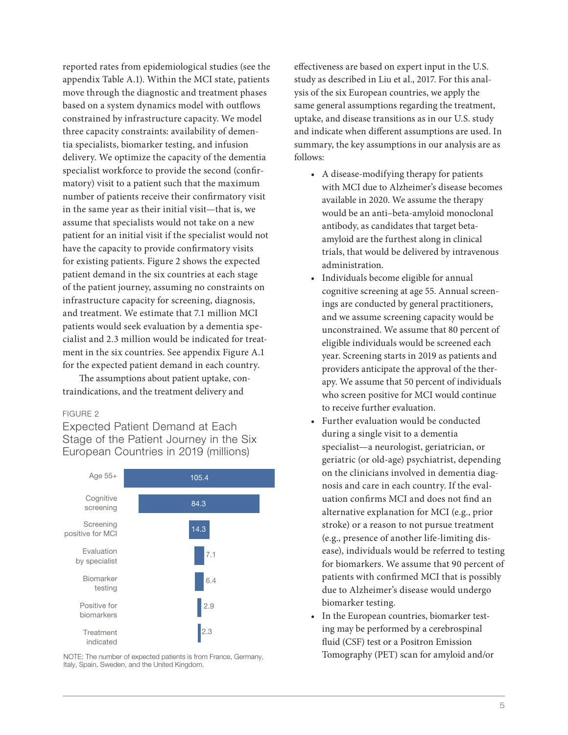reported rates from epidemiological studies (see the appendix Table A.1). Within the MCI state, patients move through the diagnostic and treatment phases based on a system dynamics model with outflows constrained by infrastructure capacity. We model three capacity constraints: availability of dementia specialists, biomarker testing, and infusion delivery. We optimize the capacity of the dementia specialist workforce to provide the second (confirmatory) visit to a patient such that the maximum number of patients receive their confirmatory visit in the same year as their initial visit—that is, we assume that specialists would not take on a new patient for an initial visit if the specialist would not have the capacity to provide confirmatory visits for existing patients. Figure 2 shows the expected patient demand in the six countries at each stage of the patient journey, assuming no constraints on infrastructure capacity for screening, diagnosis, and treatment. We estimate that 7.1 million MCI patients would seek evaluation by a dementia specialist and 2.3 million would be indicated for treatment in the six countries. See appendix Figure A.1 for the expected patient demand in each country.

The assumptions about patient uptake, contraindications, and the treatment delivery and

FIGURE 2

Expected Patient Demand at Each Stage of the Patient Journey in the Six European Countries in 2019 (millions)

| Stage | Millions |
| --- | --- |
| Age 55+ | 105.4 |
| Cognitive screening | 84.3 |
| Screening positive for MCI | 14.3 |
| Evaluation by specialist | 7.1 |
| Biomarker testing | 6.4 |
| Positive for biomarkers | 2.9 |
| Treatment indicated | 2.3 |

NOTE: The number of expected patients is from France, Germany, Italy, Spain, Sweden, and the United Kingdom.

effectiveness are based on expert input in the U.S. study as described in Liu et al., 2017. For this analysis of the six European countries, we apply the same general assumptions regarding the treatment, uptake, and disease transitions as in our U.S. study and indicate when different assumptions are used. In summary, the key assumptions in our analysis are as follows:

- A disease-modifying therapy for patients with MCI due to Alzheimer's disease becomes available in 2020. We assume the therapy would be an anti–beta-amyloid monoclonal antibody, as candidates that target beta-amyloid are the furthest along in clinical trials, that would be delivered by intravenous administration.
- Individuals become eligible for annual cognitive screening at age 55. Annual screenings are conducted by general practitioners, and we assume screening capacity would be unconstrained. We assume that 80 percent of eligible individuals would be screened each year. Screening starts in 2019 as patients and providers anticipate the approval of the therapy. We assume that 50 percent of individuals who screen positive for MCI would continue to receive further evaluation.
- Further evaluation would be conducted during a single visit to a dementia specialist—a neurologist, geriatrician, or geriatric (or old-age) psychiatrist, depending on the clinicians involved in dementia diagnosis and care in each country. If the evaluation confirms MCI and does not find an alternative explanation for MCI (e.g., prior stroke) or a reason to not pursue treatment (e.g., presence of another life-limiting disease), individuals would be referred to testing for biomarkers. We assume that 90 percent of patients with confirmed MCI that is possibly due to Alzheimer's disease would undergo biomarker testing.
- In the European countries, biomarker testing may be performed by a cerebrospinal fluid (CSF) test or a Positron Emission Tomography (PET) scan for amyloid and/or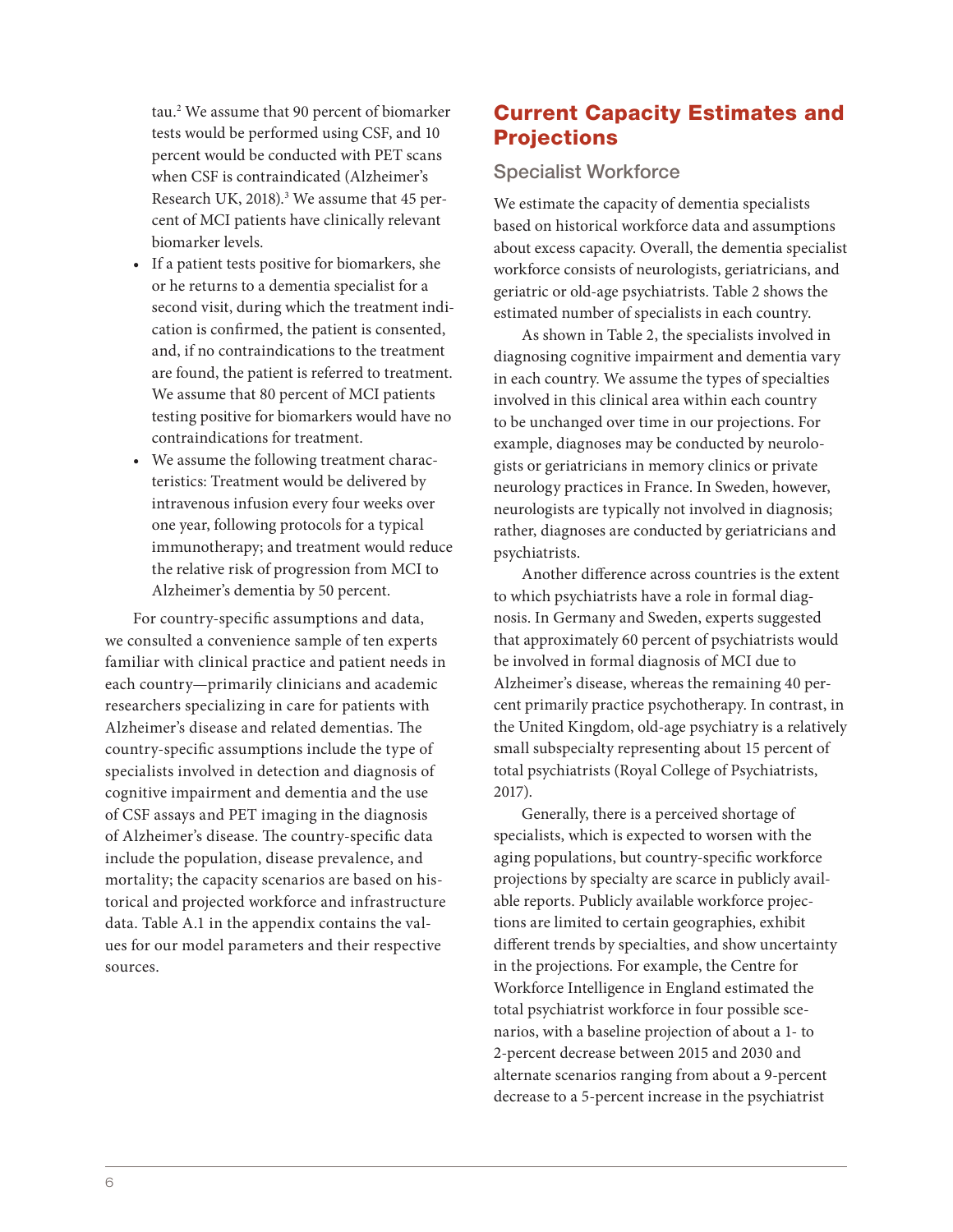tau.[2] We assume that 90 percent of biomarker tests would be performed using CSF, and 10 percent would be conducted with PET scans when CSF is contraindicated (Alzheimer's Research UK, 2018).[3] We assume that 45 percent of MCI patients have clinically relevant biomarker levels.

- If a patient tests positive for biomarkers, she or he returns to a dementia specialist for a second visit, during which the treatment indication is confirmed, the patient is consented, and, if no contraindications to the treatment are found, the patient is referred to treatment. We assume that 80 percent of MCI patients testing positive for biomarkers would have no contraindications for treatment.
- We assume the following treatment characteristics: Treatment would be delivered by intravenous infusion every four weeks over one year, following protocols for a typical immunotherapy; and treatment would reduce the relative risk of progression from MCI to Alzheimer's dementia by 50 percent.

For country-specific assumptions and data, we consulted a convenience sample of ten experts familiar with clinical practice and patient needs in each country—primarily clinicians and academic researchers specializing in care for patients with Alzheimer's disease and related dementias. The country-specific assumptions include the type of specialists involved in detection and diagnosis of cognitive impairment and dementia and the use of CSF assays and PET imaging in the diagnosis of Alzheimer's disease. The country-specific data include the population, disease prevalence, and mortality; the capacity scenarios are based on historical and projected workforce and infrastructure data. Table A.1 in the appendix contains the values for our model parameters and their respective sources.

## Current Capacity Estimates and Projections

### Specialist Workforce

We estimate the capacity of dementia specialists based on historical workforce data and assumptions about excess capacity. Overall, the dementia specialist workforce consists of neurologists, geriatricians, and geriatric or old-age psychiatrists. Table 2 shows the estimated number of specialists in each country.

As shown in Table 2, the specialists involved in diagnosing cognitive impairment and dementia vary in each country. We assume the types of specialties involved in this clinical area within each country to be unchanged over time in our projections. For example, diagnoses may be conducted by neurologists or geriatricians in memory clinics or private neurology practices in France. In Sweden, however, neurologists are typically not involved in diagnosis; rather, diagnoses are conducted by geriatricians and psychiatrists.

Another difference across countries is the extent to which psychiatrists have a role in formal diagnosis. In Germany and Sweden, experts suggested that approximately 60 percent of psychiatrists would be involved in formal diagnosis of MCI due to Alzheimer's disease, whereas the remaining 40 percent primarily practice psychotherapy. In contrast, in the United Kingdom, old-age psychiatry is a relatively small subspecialty representing about 15 percent of total psychiatrists (Royal College of Psychiatrists, 2017).

Generally, there is a perceived shortage of specialists, which is expected to worsen with the aging populations, but country-specific workforce projections by specialty are scarce in publicly available reports. Publicly available workforce projections are limited to certain geographies, exhibit different trends by specialties, and show uncertainty in the projections. For example, the Centre for Workforce Intelligence in England estimated the total psychiatrist workforce in four possible scenarios, with a baseline projection of about a 1- to 2-percent decrease between 2015 and 2030 and alternate scenarios ranging from about a 9-percent decrease to a 5-percent increase in the psychiatrist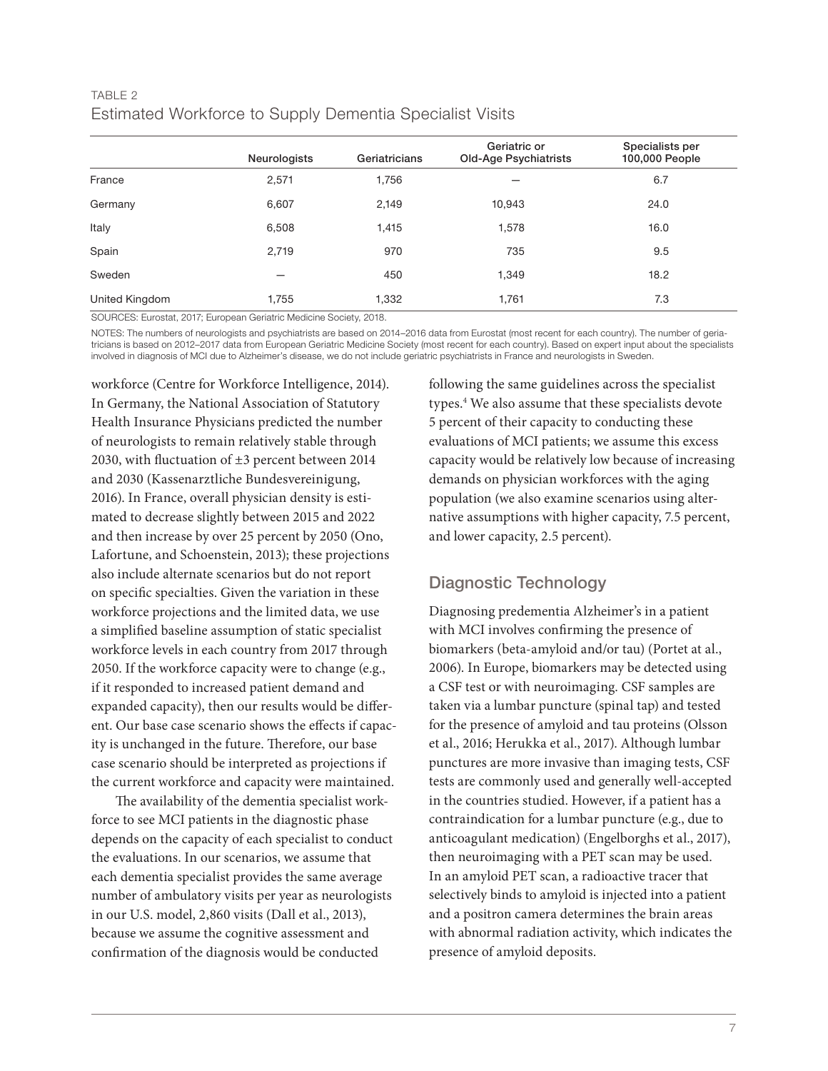TABLE 2

Estimated Workforce to Supply Dementia Specialist Visits

| | Neurologists | Geriatricians | Geriatric or Old-Age Psychiatrists | Specialists per 100,000 People |
|---|---|---|---|---|
| France | 2,571 | 1,756 | — | 6.7 |
| Germany | 6,607 | 2,149 | 10,943 | 24.0 |
| Italy | 6,508 | 1,415 | 1,578 | 16.0 |
| Spain | 2,719 | 970 | 735 | 9.5 |
| Sweden | — | 450 | 1,349 | 18.2 |
| United Kingdom | 1,755 | 1,332 | 1,761 | 7.3 |

SOURCES: Eurostat, 2017; European Geriatric Medicine Society, 2018.

NOTES: The numbers of neurologists and psychiatrists are based on 2014–2016 data from Eurostat (most recent for each country). The number of geriatricians is based on 2012–2017 data from European Geriatric Medicine Society (most recent for each country). Based on expert input about the specialists involved in diagnosis of MCI due to Alzheimer's disease, we do not include geriatric psychiatrists in France and neurologists in Sweden.

workforce (Centre for Workforce Intelligence, 2014). In Germany, the National Association of Statutory Health Insurance Physicians predicted the number of neurologists to remain relatively stable through 2030, with fluctuation of ±3 percent between 2014 and 2030 (Kassenarztliche Bundesvereinigung, 2016). In France, overall physician density is estimated to decrease slightly between 2015 and 2022 and then increase by over 25 percent by 2050 (Ono, Lafortune, and Schoenstein, 2013); these projections also include alternate scenarios but do not report on specific specialties. Given the variation in these workforce projections and the limited data, we use a simplified baseline assumption of static specialist workforce levels in each country from 2017 through 2050. If the workforce capacity were to change (e.g., if it responded to increased patient demand and expanded capacity), then our results would be different. Our base case scenario shows the effects if capacity is unchanged in the future. Therefore, our base case scenario should be interpreted as projections if the current workforce and capacity were maintained.

The availability of the dementia specialist workforce to see MCI patients in the diagnostic phase depends on the capacity of each specialist to conduct the evaluations. In our scenarios, we assume that each dementia specialist provides the same average number of ambulatory visits per year as neurologists in our U.S. model, 2,860 visits (Dall et al., 2013), because we assume the cognitive assessment and confirmation of the diagnosis would be conducted following the same guidelines across the specialist types.[4] We also assume that these specialists devote 5 percent of their capacity to conducting these evaluations of MCI patients; we assume this excess capacity would be relatively low because of increasing demands on physician workforces with the aging population (we also examine scenarios using alternative assumptions with higher capacity, 7.5 percent, and lower capacity, 2.5 percent).

## Diagnostic Technology

Diagnosing predementia Alzheimer's in a patient with MCI involves confirming the presence of biomarkers (beta-amyloid and/or tau) (Portet at al., 2006). In Europe, biomarkers may be detected using a CSF test or with neuroimaging. CSF samples are taken via a lumbar puncture (spinal tap) and tested for the presence of amyloid and tau proteins (Olsson et al., 2016; Herukka et al., 2017). Although lumbar punctures are more invasive than imaging tests, CSF tests are commonly used and generally well-accepted in the countries studied. However, if a patient has a contraindication for a lumbar puncture (e.g., due to anticoagulant medication) (Engelborghs et al., 2017), then neuroimaging with a PET scan may be used. In an amyloid PET scan, a radioactive tracer that selectively binds to amyloid is injected into a patient and a positron camera determines the brain areas with abnormal radiation activity, which indicates the presence of amyloid deposits.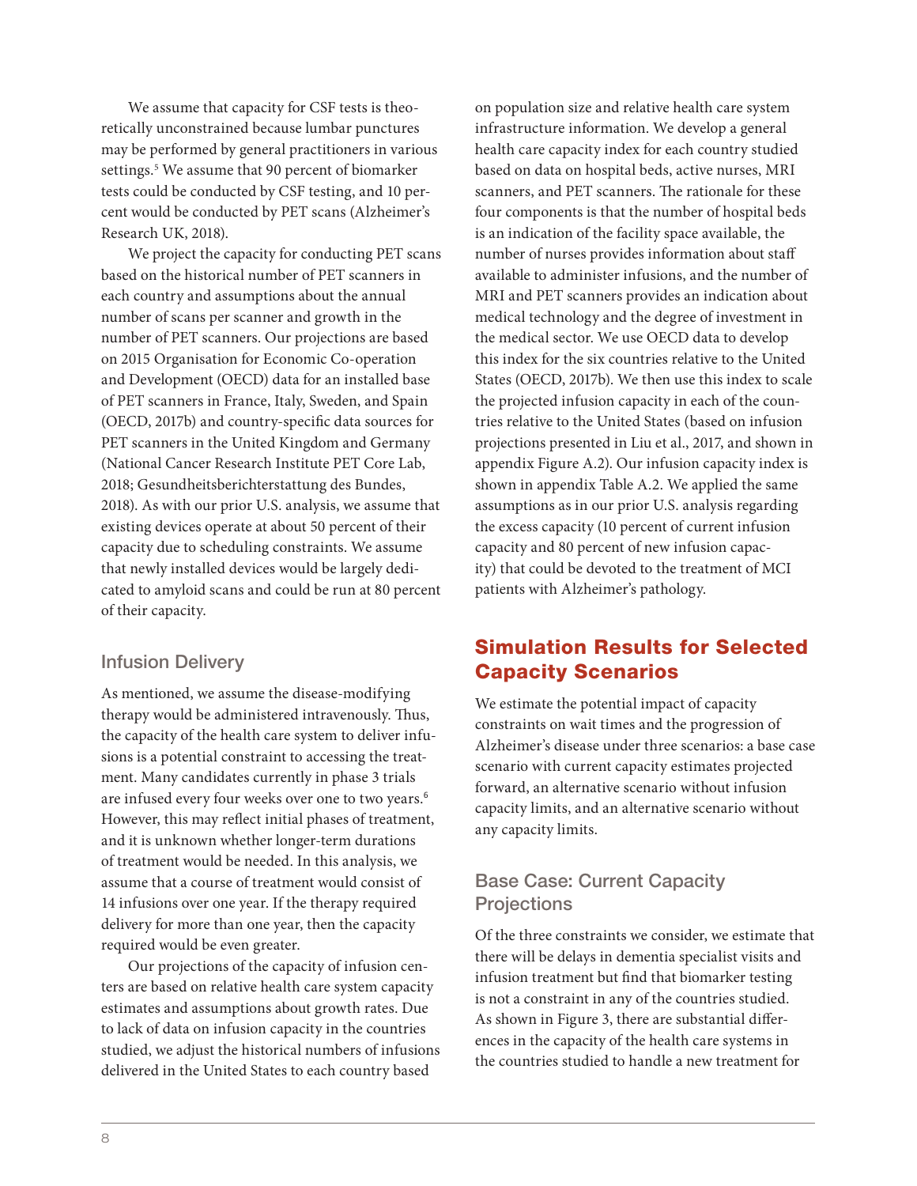We assume that capacity for CSF tests is theoretically unconstrained because lumbar punctures may be performed by general practitioners in various settings.[5] We assume that 90 percent of biomarker tests could be conducted by CSF testing, and 10 percent would be conducted by PET scans (Alzheimer's Research UK, 2018).

We project the capacity for conducting PET scans based on the historical number of PET scanners in each country and assumptions about the annual number of scans per scanner and growth in the number of PET scanners. Our projections are based on 2015 Organisation for Economic Co-operation and Development (OECD) data for an installed base of PET scanners in France, Italy, Sweden, and Spain (OECD, 2017b) and country-specific data sources for PET scanners in the United Kingdom and Germany (National Cancer Research Institute PET Core Lab, 2018; Gesundheitsberichterstattung des Bundes, 2018). As with our prior U.S. analysis, we assume that existing devices operate at about 50 percent of their capacity due to scheduling constraints. We assume that newly installed devices would be largely dedicated to amyloid scans and could be run at 80 percent of their capacity.

### Infusion Delivery

As mentioned, we assume the disease-modifying therapy would be administered intravenously. Thus, the capacity of the health care system to deliver infusions is a potential constraint to accessing the treatment. Many candidates currently in phase 3 trials are infused every four weeks over one to two years.[6] However, this may reflect initial phases of treatment, and it is unknown whether longer-term durations of treatment would be needed. In this analysis, we assume that a course of treatment would consist of 14 infusions over one year. If the therapy required delivery for more than one year, then the capacity required would be even greater.

Our projections of the capacity of infusion centers are based on relative health care system capacity estimates and assumptions about growth rates. Due to lack of data on infusion capacity in the countries studied, we adjust the historical numbers of infusions delivered in the United States to each country based on population size and relative health care system infrastructure information. We develop a general health care capacity index for each country studied based on data on hospital beds, active nurses, MRI scanners, and PET scanners. The rationale for these four components is that the number of hospital beds is an indication of the facility space available, the number of nurses provides information about staff available to administer infusions, and the number of MRI and PET scanners provides an indication about medical technology and the degree of investment in the medical sector. We use OECD data to develop this index for the six countries relative to the United States (OECD, 2017b). We then use this index to scale the projected infusion capacity in each of the countries relative to the United States (based on infusion projections presented in Liu et al., 2017, and shown in appendix Figure A.2). Our infusion capacity index is shown in appendix Table A.2. We applied the same assumptions as in our prior U.S. analysis regarding the excess capacity (10 percent of current infusion capacity and 80 percent of new infusion capacity) that could be devoted to the treatment of MCI patients with Alzheimer's pathology.

## Simulation Results for Selected Capacity Scenarios

We estimate the potential impact of capacity constraints on wait times and the progression of Alzheimer's disease under three scenarios: a base case scenario with current capacity estimates projected forward, an alternative scenario without infusion capacity limits, and an alternative scenario without any capacity limits.

### Base Case: Current Capacity Projections

Of the three constraints we consider, we estimate that there will be delays in dementia specialist visits and infusion treatment but find that biomarker testing is not a constraint in any of the countries studied. As shown in Figure 3, there are substantial differences in the capacity of the health care systems in the countries studied to handle a new treatment for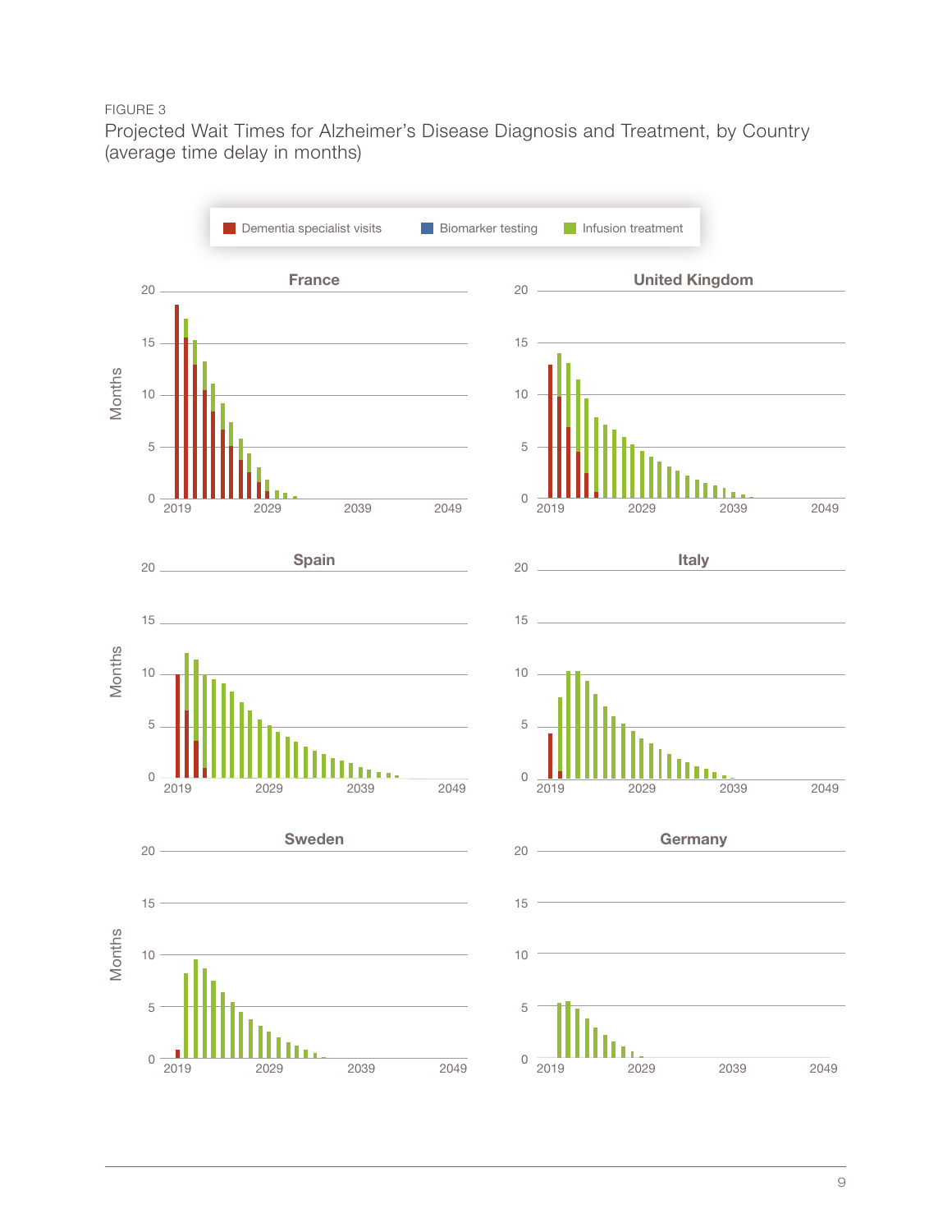FIGURE 3

Projected Wait Times for Alzheimer's Disease Diagnosis and Treatment, by Country (average time delay in months)

Legend: Dementia specialist visits | Biomarker testing | Infusion treatment

France

United Kingdom

Spain

Italy

Sweden

Germany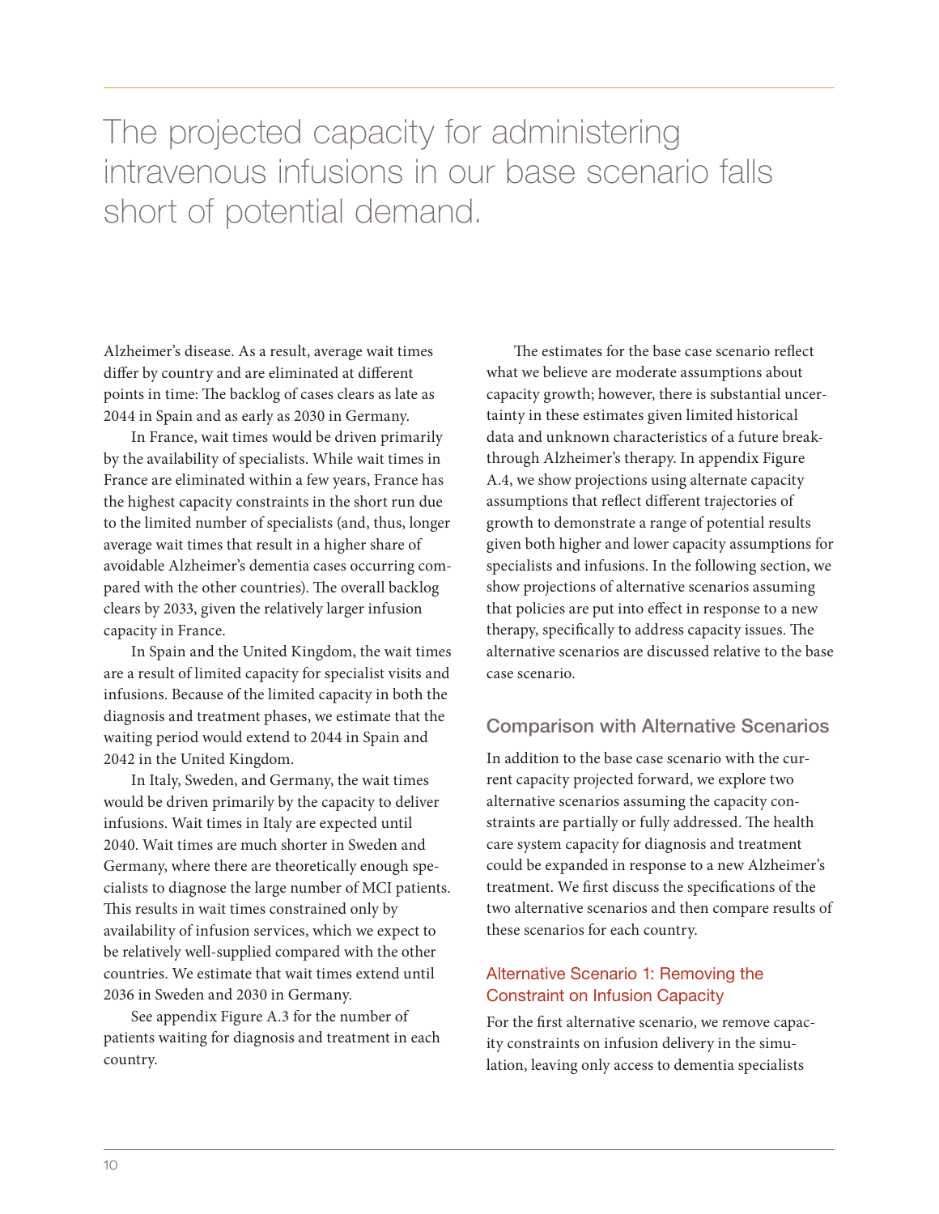The projected capacity for administering intravenous infusions in our base scenario falls short of potential demand.

Alzheimer's disease. As a result, average wait times differ by country and are eliminated at different points in time: The backlog of cases clears as late as 2044 in Spain and as early as 2030 in Germany.

In France, wait times would be driven primarily by the availability of specialists. While wait times in France are eliminated within a few years, France has the highest capacity constraints in the short run due to the limited number of specialists (and, thus, longer average wait times that result in a higher share of avoidable Alzheimer's dementia cases occurring compared with the other countries). The overall backlog clears by 2033, given the relatively larger infusion capacity in France.

In Spain and the United Kingdom, the wait times are a result of limited capacity for specialist visits and infusions. Because of the limited capacity in both the diagnosis and treatment phases, we estimate that the waiting period would extend to 2044 in Spain and 2042 in the United Kingdom.

In Italy, Sweden, and Germany, the wait times would be driven primarily by the capacity to deliver infusions. Wait times in Italy are expected until 2040. Wait times are much shorter in Sweden and Germany, where there are theoretically enough specialists to diagnose the large number of MCI patients. This results in wait times constrained only by availability of infusion services, which we expect to be relatively well-supplied compared with the other countries. We estimate that wait times extend until 2036 in Sweden and 2030 in Germany.

See appendix Figure A.3 for the number of patients waiting for diagnosis and treatment in each country.

The estimates for the base case scenario reflect what we believe are moderate assumptions about capacity growth; however, there is substantial uncertainty in these estimates given limited historical data and unknown characteristics of a future breakthrough Alzheimer's therapy. In appendix Figure A.4, we show projections using alternate capacity assumptions that reflect different trajectories of growth to demonstrate a range of potential results given both higher and lower capacity assumptions for specialists and infusions. In the following section, we show projections of alternative scenarios assuming that policies are put into effect in response to a new therapy, specifically to address capacity issues. The alternative scenarios are discussed relative to the base case scenario.

## Comparison with Alternative Scenarios

In addition to the base case scenario with the current capacity projected forward, we explore two alternative scenarios assuming the capacity constraints are partially or fully addressed. The health care system capacity for diagnosis and treatment could be expanded in response to a new Alzheimer's treatment. We first discuss the specifications of the two alternative scenarios and then compare results of these scenarios for each country.

### Alternative Scenario 1: Removing the Constraint on Infusion Capacity

For the first alternative scenario, we remove capacity constraints on infusion delivery in the simulation, leaving only access to dementia specialists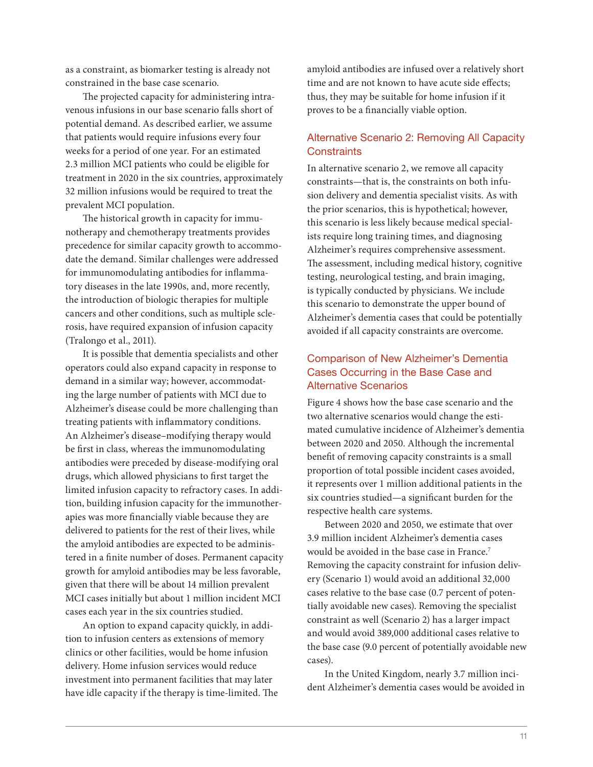as a constraint, as biomarker testing is already not constrained in the base case scenario.

The projected capacity for administering intravenous infusions in our base scenario falls short of potential demand. As described earlier, we assume that patients would require infusions every four weeks for a period of one year. For an estimated 2.3 million MCI patients who could be eligible for treatment in 2020 in the six countries, approximately 32 million infusions would be required to treat the prevalent MCI population.

The historical growth in capacity for immunotherapy and chemotherapy treatments provides precedence for similar capacity growth to accommodate the demand. Similar challenges were addressed for immunomodulating antibodies for inflammatory diseases in the late 1990s, and, more recently, the introduction of biologic therapies for multiple cancers and other conditions, such as multiple sclerosis, have required expansion of infusion capacity (Tralongo et al., 2011).

It is possible that dementia specialists and other operators could also expand capacity in response to demand in a similar way; however, accommodating the large number of patients with MCI due to Alzheimer's disease could be more challenging than treating patients with inflammatory conditions. An Alzheimer's disease–modifying therapy would be first in class, whereas the immunomodulating antibodies were preceded by disease-modifying oral drugs, which allowed physicians to first target the limited infusion capacity to refractory cases. In addition, building infusion capacity for the immunotherapies was more financially viable because they are delivered to patients for the rest of their lives, while the amyloid antibodies are expected to be administered in a finite number of doses. Permanent capacity growth for amyloid antibodies may be less favorable, given that there will be about 14 million prevalent MCI cases initially but about 1 million incident MCI cases each year in the six countries studied.

An option to expand capacity quickly, in addition to infusion centers as extensions of memory clinics or other facilities, would be home infusion delivery. Home infusion services would reduce investment into permanent facilities that may later have idle capacity if the therapy is time-limited. The amyloid antibodies are infused over a relatively short time and are not known to have acute side effects; thus, they may be suitable for home infusion if it proves to be a financially viable option.

## Alternative Scenario 2: Removing All Capacity Constraints

In alternative scenario 2, we remove all capacity constraints—that is, the constraints on both infusion delivery and dementia specialist visits. As with the prior scenarios, this is hypothetical; however, this scenario is less likely because medical specialists require long training times, and diagnosing Alzheimer's requires comprehensive assessment. The assessment, including medical history, cognitive testing, neurological testing, and brain imaging, is typically conducted by physicians. We include this scenario to demonstrate the upper bound of Alzheimer's dementia cases that could be potentially avoided if all capacity constraints are overcome.

## Comparison of New Alzheimer's Dementia Cases Occurring in the Base Case and Alternative Scenarios

Figure 4 shows how the base case scenario and the two alternative scenarios would change the estimated cumulative incidence of Alzheimer's dementia between 2020 and 2050. Although the incremental benefit of removing capacity constraints is a small proportion of total possible incident cases avoided, it represents over 1 million additional patients in the six countries studied—a significant burden for the respective health care systems.

Between 2020 and 2050, we estimate that over 3.9 million incident Alzheimer's dementia cases would be avoided in the base case in France.[7] Removing the capacity constraint for infusion delivery (Scenario 1) would avoid an additional 32,000 cases relative to the base case (0.7 percent of potentially avoidable new cases). Removing the specialist constraint as well (Scenario 2) has a larger impact and would avoid 389,000 additional cases relative to the base case (9.0 percent of potentially avoidable new cases).

In the United Kingdom, nearly 3.7 million incident Alzheimer's dementia cases would be avoided in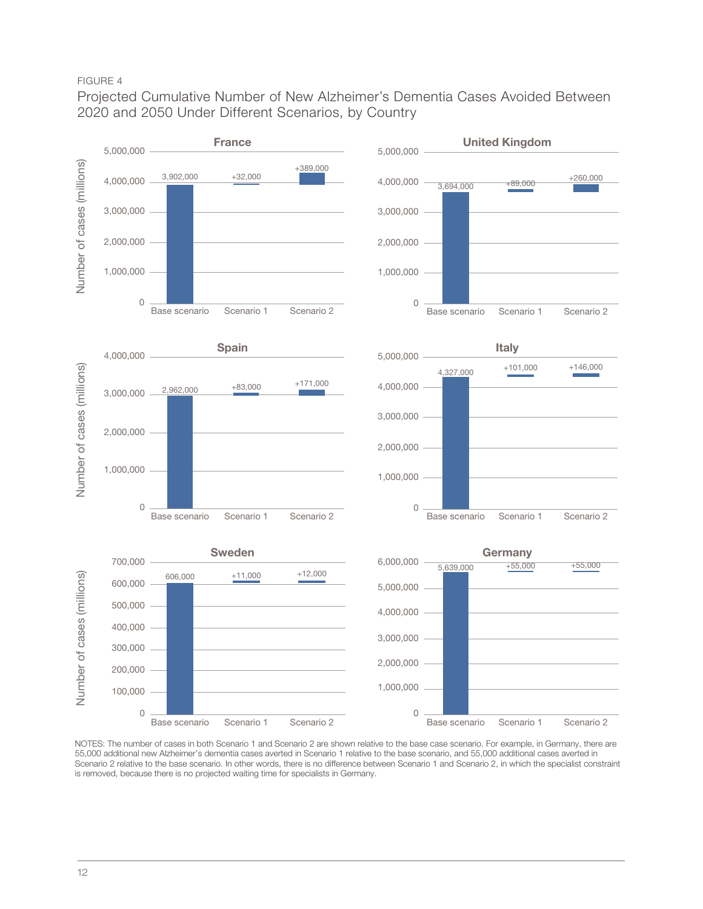FIGURE 4

Projected Cumulative Number of New Alzheimer's Dementia Cases Avoided Between 2020 and 2050 Under Different Scenarios, by Country

**France**

| | Base scenario | Scenario 1 | Scenario 2 |
|---|---|---|---|
| Number of cases | 3,902,000 | +32,000 | +389,000 |

**United Kingdom**

| | Base scenario | Scenario 1 | Scenario 2 |
|---|---|---|---|
| Number of cases | 3,694,000 | +89,000 | +260,000 |

**Spain**

| | Base scenario | Scenario 1 | Scenario 2 |
|---|---|---|---|
| Number of cases | 2,962,000 | +83,000 | +171,000 |

**Italy**

| | Base scenario | Scenario 1 | Scenario 2 |
|---|---|---|---|
| Number of cases | 4,327,000 | +101,000 | +146,000 |

**Sweden**

| | Base scenario | Scenario 1 | Scenario 2 |
|---|---|---|---|
| Number of cases | 606,000 | +11,000 | +12,000 |

**Germany**

| | Base scenario | Scenario 1 | Scenario 2 |
|---|---|---|---|
| Number of cases | 5,639,000 | +55,000 | +55,000 |

Y-axis: Number of cases (millions)

NOTES: The number of cases in both Scenario 1 and Scenario 2 are shown relative to the base case scenario. For example, in Germany, there are 55,000 additional new Alzheimer's dementia cases averted in Scenario 1 relative to the base scenario, and 55,000 additional cases averted in Scenario 2 relative to the base scenario. In other words, there is no difference between Scenario 1 and Scenario 2, in which the specialist constraint is removed, because there is no projected waiting time for specialists in Germany.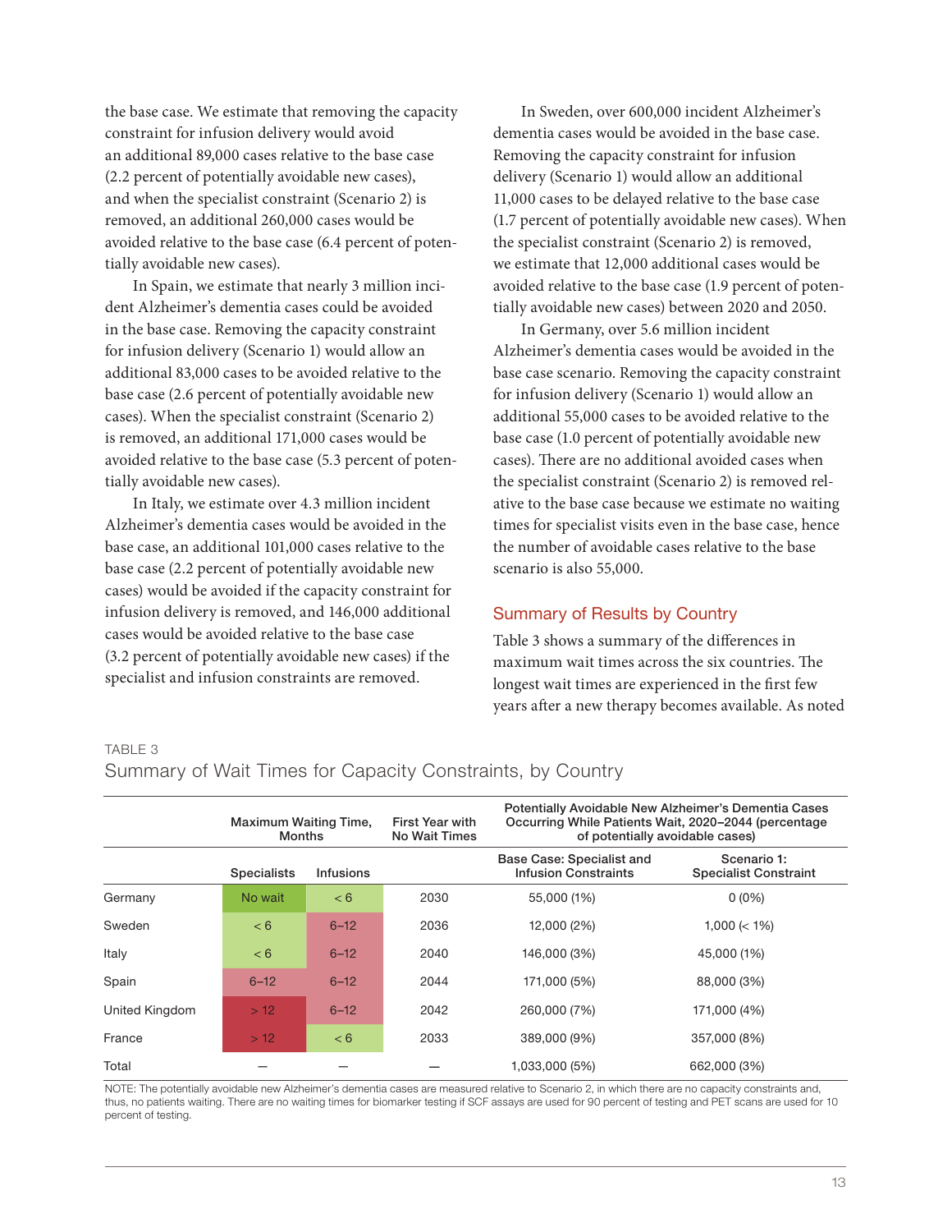the base case. We estimate that removing the capacity constraint for infusion delivery would avoid an additional 89,000 cases relative to the base case (2.2 percent of potentially avoidable new cases), and when the specialist constraint (Scenario 2) is removed, an additional 260,000 cases would be avoided relative to the base case (6.4 percent of potentially avoidable new cases).

In Spain, we estimate that nearly 3 million incident Alzheimer's dementia cases could be avoided in the base case. Removing the capacity constraint for infusion delivery (Scenario 1) would allow an additional 83,000 cases to be avoided relative to the base case (2.6 percent of potentially avoidable new cases). When the specialist constraint (Scenario 2) is removed, an additional 171,000 cases would be avoided relative to the base case (5.3 percent of potentially avoidable new cases).

In Italy, we estimate over 4.3 million incident Alzheimer's dementia cases would be avoided in the base case, an additional 101,000 cases relative to the base case (2.2 percent of potentially avoidable new cases) would be avoided if the capacity constraint for infusion delivery is removed, and 146,000 additional cases would be avoided relative to the base case (3.2 percent of potentially avoidable new cases) if the specialist and infusion constraints are removed.

In Sweden, over 600,000 incident Alzheimer's dementia cases would be avoided in the base case. Removing the capacity constraint for infusion delivery (Scenario 1) would allow an additional 11,000 cases to be delayed relative to the base case (1.7 percent of potentially avoidable new cases). When the specialist constraint (Scenario 2) is removed, we estimate that 12,000 additional cases would be avoided relative to the base case (1.9 percent of potentially avoidable new cases) between 2020 and 2050.

In Germany, over 5.6 million incident Alzheimer's dementia cases would be avoided in the base case scenario. Removing the capacity constraint for infusion delivery (Scenario 1) would allow an additional 55,000 cases to be avoided relative to the base case (1.0 percent of potentially avoidable new cases). There are no additional avoided cases when the specialist constraint (Scenario 2) is removed relative to the base case because we estimate no waiting times for specialist visits even in the base case, hence the number of avoidable cases relative to the base scenario is also 55,000.

## Summary of Results by Country

Table 3 shows a summary of the differences in maximum wait times across the six countries. The longest wait times are experienced in the first few years after a new therapy becomes available. As noted

TABLE 3

Summary of Wait Times for Capacity Constraints, by Country

| | Maximum Waiting Time, Months | | First Year with No Wait Times | Potentially Avoidable New Alzheimer's Dementia Cases Occurring While Patients Wait, 2020–2044 (percentage of potentially avoidable cases) | |
|---|---|---|---|---|---|
| | Specialists | Infusions | | Base Case: Specialist and Infusion Constraints | Scenario 1: Specialist Constraint |
| Germany | No wait | < 6 | 2030 | 55,000 (1%) | 0 (0%) |
| Sweden | < 6 | 6–12 | 2036 | 12,000 (2%) | 1,000 (< 1%) |
| Italy | < 6 | 6–12 | 2040 | 146,000 (3%) | 45,000 (1%) |
| Spain | 6–12 | 6–12 | 2044 | 171,000 (5%) | 88,000 (3%) |
| United Kingdom | > 12 | 6–12 | 2042 | 260,000 (7%) | 171,000 (4%) |
| France | > 12 | < 6 | 2033 | 389,000 (9%) | 357,000 (8%) |
| Total | — | — | — | 1,033,000 (5%) | 662,000 (3%) |

NOTE: The potentially avoidable new Alzheimer's dementia cases are measured relative to Scenario 2, in which there are no capacity constraints and, thus, no patients waiting. There are no waiting times for biomarker testing if SCF assays are used for 90 percent of testing and PET scans are used for 10 percent of testing.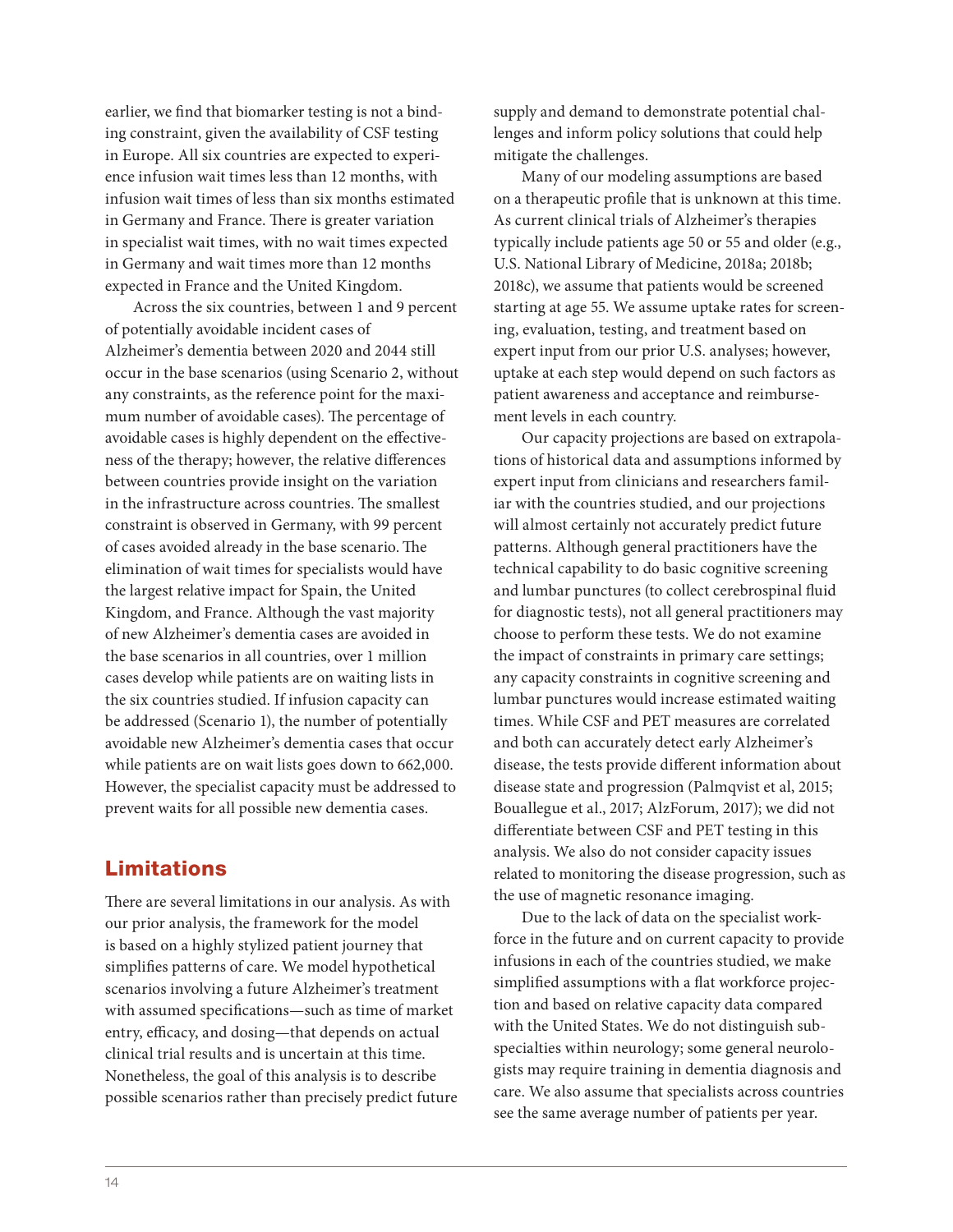earlier, we find that biomarker testing is not a binding constraint, given the availability of CSF testing in Europe. All six countries are expected to experience infusion wait times less than 12 months, with infusion wait times of less than six months estimated in Germany and France. There is greater variation in specialist wait times, with no wait times expected in Germany and wait times more than 12 months expected in France and the United Kingdom.

Across the six countries, between 1 and 9 percent of potentially avoidable incident cases of Alzheimer's dementia between 2020 and 2044 still occur in the base scenarios (using Scenario 2, without any constraints, as the reference point for the maximum number of avoidable cases). The percentage of avoidable cases is highly dependent on the effectiveness of the therapy; however, the relative differences between countries provide insight on the variation in the infrastructure across countries. The smallest constraint is observed in Germany, with 99 percent of cases avoided already in the base scenario. The elimination of wait times for specialists would have the largest relative impact for Spain, the United Kingdom, and France. Although the vast majority of new Alzheimer's dementia cases are avoided in the base scenarios in all countries, over 1 million cases develop while patients are on waiting lists in the six countries studied. If infusion capacity can be addressed (Scenario 1), the number of potentially avoidable new Alzheimer's dementia cases that occur while patients are on wait lists goes down to 662,000. However, the specialist capacity must be addressed to prevent waits for all possible new dementia cases.

## Limitations

There are several limitations in our analysis. As with our prior analysis, the framework for the model is based on a highly stylized patient journey that simplifies patterns of care. We model hypothetical scenarios involving a future Alzheimer's treatment with assumed specifications—such as time of market entry, efficacy, and dosing—that depends on actual clinical trial results and is uncertain at this time. Nonetheless, the goal of this analysis is to describe possible scenarios rather than precisely predict future supply and demand to demonstrate potential challenges and inform policy solutions that could help mitigate the challenges.

Many of our modeling assumptions are based on a therapeutic profile that is unknown at this time. As current clinical trials of Alzheimer's therapies typically include patients age 50 or 55 and older (e.g., U.S. National Library of Medicine, 2018a; 2018b; 2018c), we assume that patients would be screened starting at age 55. We assume uptake rates for screening, evaluation, testing, and treatment based on expert input from our prior U.S. analyses; however, uptake at each step would depend on such factors as patient awareness and acceptance and reimbursement levels in each country.

Our capacity projections are based on extrapolations of historical data and assumptions informed by expert input from clinicians and researchers familiar with the countries studied, and our projections will almost certainly not accurately predict future patterns. Although general practitioners have the technical capability to do basic cognitive screening and lumbar punctures (to collect cerebrospinal fluid for diagnostic tests), not all general practitioners may choose to perform these tests. We do not examine the impact of constraints in primary care settings; any capacity constraints in cognitive screening and lumbar punctures would increase estimated waiting times. While CSF and PET measures are correlated and both can accurately detect early Alzheimer's disease, the tests provide different information about disease state and progression (Palmqvist et al, 2015; Bouallegue et al., 2017; AlzForum, 2017); we did not differentiate between CSF and PET testing in this analysis. We also do not consider capacity issues related to monitoring the disease progression, such as the use of magnetic resonance imaging.

Due to the lack of data on the specialist workforce in the future and on current capacity to provide infusions in each of the countries studied, we make simplified assumptions with a flat workforce projection and based on relative capacity data compared with the United States. We do not distinguish subspecialties within neurology; some general neurologists may require training in dementia diagnosis and care. We also assume that specialists across countries see the same average number of patients per year.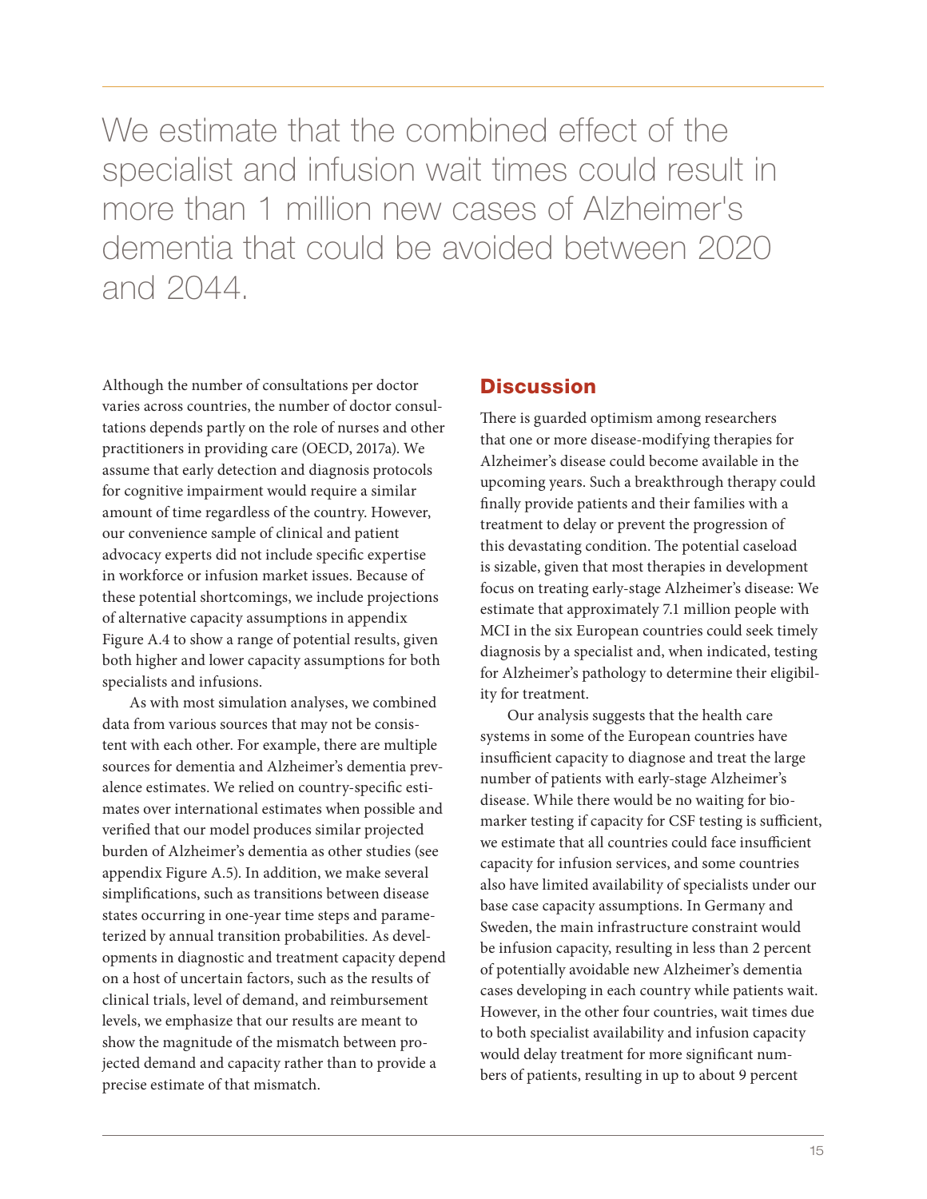> We estimate that the combined effect of the specialist and infusion wait times could result in more than 1 million new cases of Alzheimer's dementia that could be avoided between 2020 and 2044.

Although the number of consultations per doctor varies across countries, the number of doctor consultations depends partly on the role of nurses and other practitioners in providing care (OECD, 2017a). We assume that early detection and diagnosis protocols for cognitive impairment would require a similar amount of time regardless of the country. However, our convenience sample of clinical and patient advocacy experts did not include specific expertise in workforce or infusion market issues. Because of these potential shortcomings, we include projections of alternative capacity assumptions in appendix Figure A.4 to show a range of potential results, given both higher and lower capacity assumptions for both specialists and infusions.

As with most simulation analyses, we combined data from various sources that may not be consistent with each other. For example, there are multiple sources for dementia and Alzheimer's dementia prevalence estimates. We relied on country-specific estimates over international estimates when possible and verified that our model produces similar projected burden of Alzheimer's dementia as other studies (see appendix Figure A.5). In addition, we make several simplifications, such as transitions between disease states occurring in one-year time steps and parameterized by annual transition probabilities. As developments in diagnostic and treatment capacity depend on a host of uncertain factors, such as the results of clinical trials, level of demand, and reimbursement levels, we emphasize that our results are meant to show the magnitude of the mismatch between projected demand and capacity rather than to provide a precise estimate of that mismatch.

## Discussion

There is guarded optimism among researchers that one or more disease-modifying therapies for Alzheimer's disease could become available in the upcoming years. Such a breakthrough therapy could finally provide patients and their families with a treatment to delay or prevent the progression of this devastating condition. The potential caseload is sizable, given that most therapies in development focus on treating early-stage Alzheimer's disease: We estimate that approximately 7.1 million people with MCI in the six European countries could seek timely diagnosis by a specialist and, when indicated, testing for Alzheimer's pathology to determine their eligibility for treatment.

Our analysis suggests that the health care systems in some of the European countries have insufficient capacity to diagnose and treat the large number of patients with early-stage Alzheimer's disease. While there would be no waiting for biomarker testing if capacity for CSF testing is sufficient, we estimate that all countries could face insufficient capacity for infusion services, and some countries also have limited availability of specialists under our base case capacity assumptions. In Germany and Sweden, the main infrastructure constraint would be infusion capacity, resulting in less than 2 percent of potentially avoidable new Alzheimer's dementia cases developing in each country while patients wait. However, in the other four countries, wait times due to both specialist availability and infusion capacity would delay treatment for more significant numbers of patients, resulting in up to about 9 percent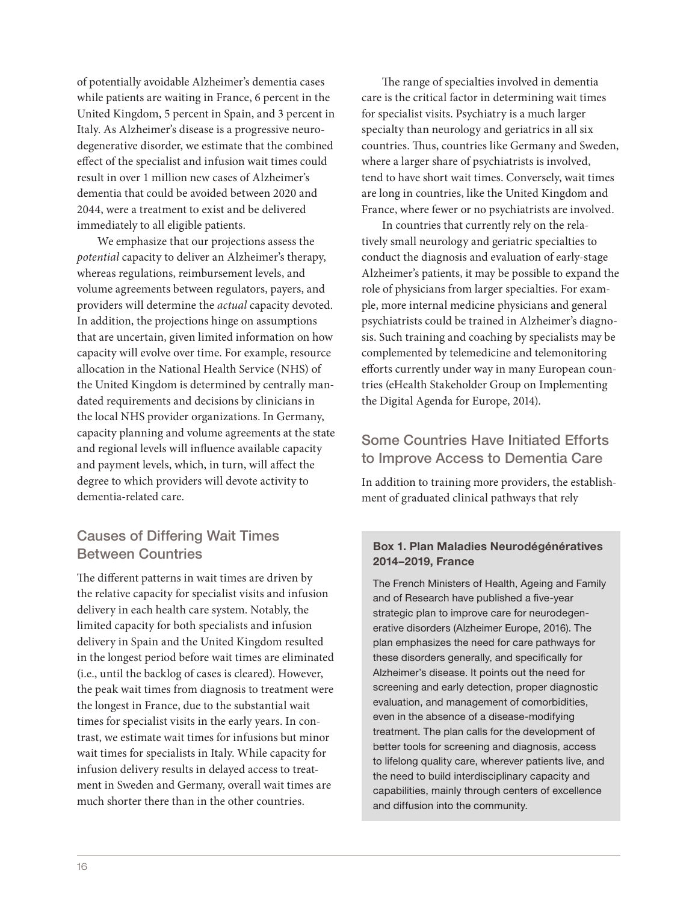of potentially avoidable Alzheimer's dementia cases while patients are waiting in France, 6 percent in the United Kingdom, 5 percent in Spain, and 3 percent in Italy. As Alzheimer's disease is a progressive neurodegenerative disorder, we estimate that the combined effect of the specialist and infusion wait times could result in over 1 million new cases of Alzheimer's dementia that could be avoided between 2020 and 2044, were a treatment to exist and be delivered immediately to all eligible patients.

We emphasize that our projections assess the *potential* capacity to deliver an Alzheimer's therapy, whereas regulations, reimbursement levels, and volume agreements between regulators, payers, and providers will determine the *actual* capacity devoted. In addition, the projections hinge on assumptions that are uncertain, given limited information on how capacity will evolve over time. For example, resource allocation in the National Health Service (NHS) of the United Kingdom is determined by centrally mandated requirements and decisions by clinicians in the local NHS provider organizations. In Germany, capacity planning and volume agreements at the state and regional levels will influence available capacity and payment levels, which, in turn, will affect the degree to which providers will devote activity to dementia-related care.

## Causes of Differing Wait Times Between Countries

The different patterns in wait times are driven by the relative capacity for specialist visits and infusion delivery in each health care system. Notably, the limited capacity for both specialists and infusion delivery in Spain and the United Kingdom resulted in the longest period before wait times are eliminated (i.e., until the backlog of cases is cleared). However, the peak wait times from diagnosis to treatment were the longest in France, due to the substantial wait times for specialist visits in the early years. In contrast, we estimate wait times for infusions but minor wait times for specialists in Italy. While capacity for infusion delivery results in delayed access to treatment in Sweden and Germany, overall wait times are much shorter there than in the other countries.

The range of specialties involved in dementia care is the critical factor in determining wait times for specialist visits. Psychiatry is a much larger specialty than neurology and geriatrics in all six countries. Thus, countries like Germany and Sweden, where a larger share of psychiatrists is involved, tend to have short wait times. Conversely, wait times are long in countries, like the United Kingdom and France, where fewer or no psychiatrists are involved.

In countries that currently rely on the relatively small neurology and geriatric specialties to conduct the diagnosis and evaluation of early-stage Alzheimer's patients, it may be possible to expand the role of physicians from larger specialties. For example, more internal medicine physicians and general psychiatrists could be trained in Alzheimer's diagnosis. Such training and coaching by specialists may be complemented by telemedicine and telemonitoring efforts currently under way in many European countries (eHealth Stakeholder Group on Implementing the Digital Agenda for Europe, 2014).

## Some Countries Have Initiated Efforts to Improve Access to Dementia Care

In addition to training more providers, the establishment of graduated clinical pathways that rely

> **Box 1. Plan Maladies Neurodégénératives 2014–2019, France**
>
> The French Ministers of Health, Ageing and Family and of Research have published a five-year strategic plan to improve care for neurodegenerative disorders (Alzheimer Europe, 2016). The plan emphasizes the need for care pathways for these disorders generally, and specifically for Alzheimer's disease. It points out the need for screening and early detection, proper diagnostic evaluation, and management of comorbidities, even in the absence of a disease-modifying treatment. The plan calls for the development of better tools for screening and diagnosis, access to lifelong quality care, wherever patients live, and the need to build interdisciplinary capacity and capabilities, mainly through centers of excellence and diffusion into the community.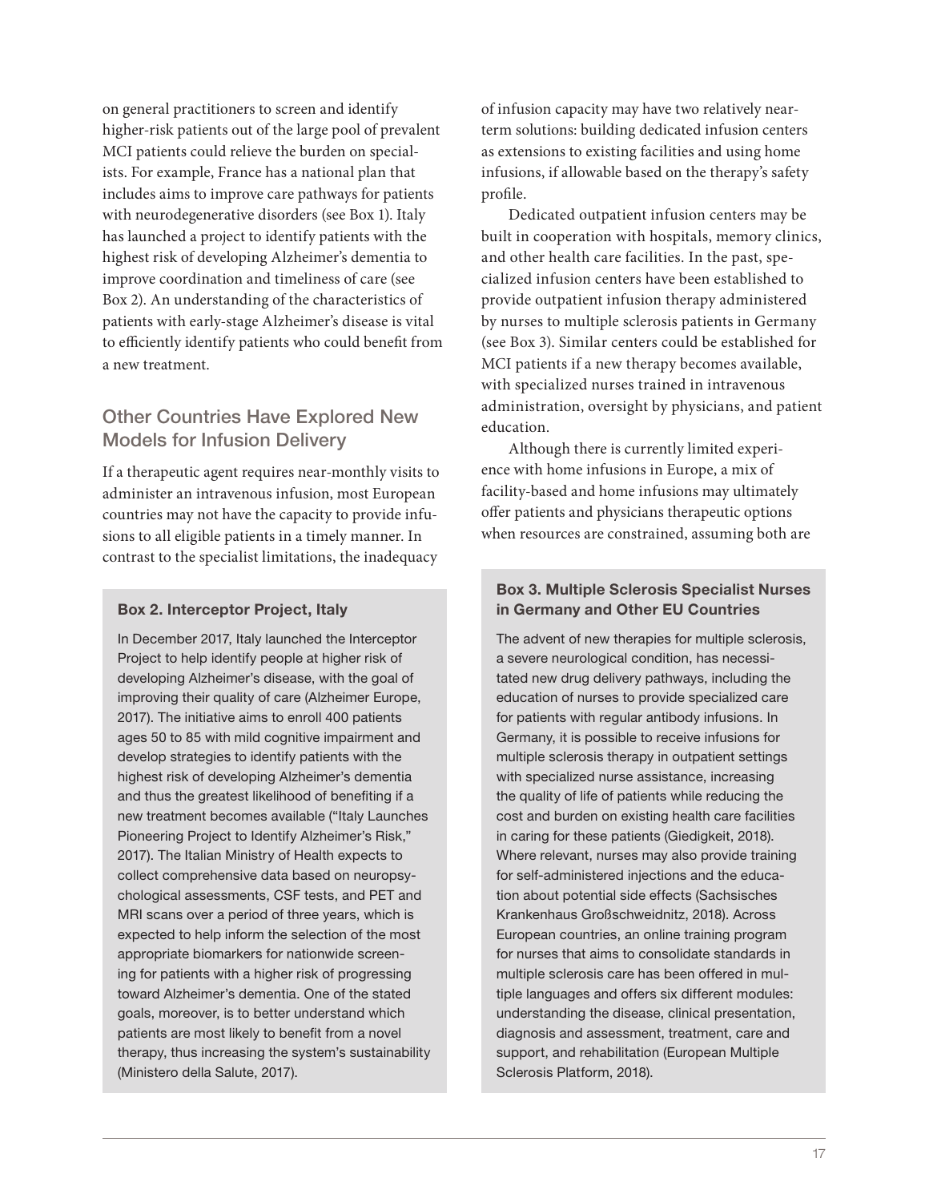on general practitioners to screen and identify higher-risk patients out of the large pool of prevalent MCI patients could relieve the burden on specialists. For example, France has a national plan that includes aims to improve care pathways for patients with neurodegenerative disorders (see Box 1). Italy has launched a project to identify patients with the highest risk of developing Alzheimer's dementia to improve coordination and timeliness of care (see Box 2). An understanding of the characteristics of patients with early-stage Alzheimer's disease is vital to efficiently identify patients who could benefit from a new treatment.

## Other Countries Have Explored New Models for Infusion Delivery

If a therapeutic agent requires near-monthly visits to administer an intravenous infusion, most European countries may not have the capacity to provide infusions to all eligible patients in a timely manner. In contrast to the specialist limitations, the inadequacy of infusion capacity may have two relatively near-term solutions: building dedicated infusion centers as extensions to existing facilities and using home infusions, if allowable based on the therapy's safety profile.

Dedicated outpatient infusion centers may be built in cooperation with hospitals, memory clinics, and other health care facilities. In the past, specialized infusion centers have been established to provide outpatient infusion therapy administered by nurses to multiple sclerosis patients in Germany (see Box 3). Similar centers could be established for MCI patients if a new therapy becomes available, with specialized nurses trained in intravenous administration, oversight by physicians, and patient education.

Although there is currently limited experience with home infusions in Europe, a mix of facility-based and home infusions may ultimately offer patients and physicians therapeutic options when resources are constrained, assuming both are

> **Box 2. Interceptor Project, Italy**
>
> In December 2017, Italy launched the Interceptor Project to help identify people at higher risk of developing Alzheimer's disease, with the goal of improving their quality of care (Alzheimer Europe, 2017). The initiative aims to enroll 400 patients ages 50 to 85 with mild cognitive impairment and develop strategies to identify patients with the highest risk of developing Alzheimer's dementia and thus the greatest likelihood of benefiting if a new treatment becomes available ("Italy Launches Pioneering Project to Identify Alzheimer's Risk," 2017). The Italian Ministry of Health expects to collect comprehensive data based on neuropsychological assessments, CSF tests, and PET and MRI scans over a period of three years, which is expected to help inform the selection of the most appropriate biomarkers for nationwide screening for patients with a higher risk of progressing toward Alzheimer's dementia. One of the stated goals, moreover, is to better understand which patients are most likely to benefit from a novel therapy, thus increasing the system's sustainability (Ministero della Salute, 2017).

> **Box 3. Multiple Sclerosis Specialist Nurses in Germany and Other EU Countries**
>
> The advent of new therapies for multiple sclerosis, a severe neurological condition, has necessitated new drug delivery pathways, including the education of nurses to provide specialized care for patients with regular antibody infusions. In Germany, it is possible to receive infusions for multiple sclerosis therapy in outpatient settings with specialized nurse assistance, increasing the quality of life of patients while reducing the cost and burden on existing health care facilities in caring for these patients (Giedigkeit, 2018). Where relevant, nurses may also provide training for self-administered injections and the education about potential side effects (Sachsisches Krankenhaus Großschweidnitz, 2018). Across European countries, an online training program for nurses that aims to consolidate standards in multiple sclerosis care has been offered in multiple languages and offers six different modules: understanding the disease, clinical presentation, diagnosis and assessment, treatment, care and support, and rehabilitation (European Multiple Sclerosis Platform, 2018).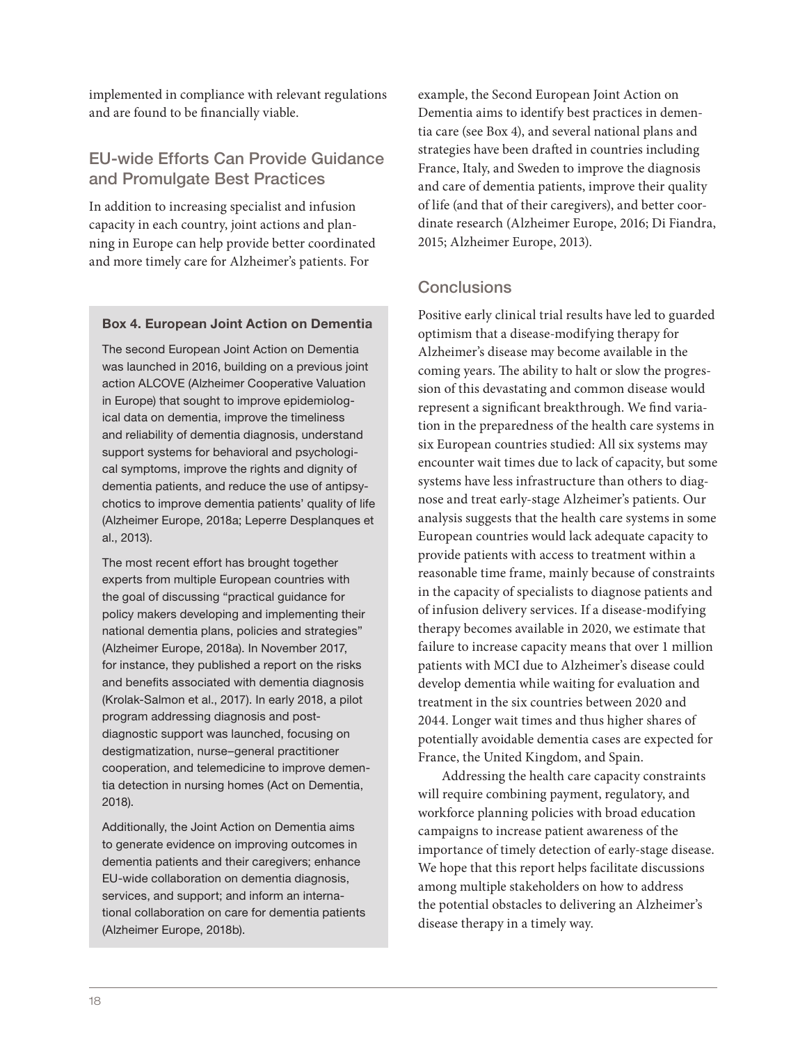implemented in compliance with relevant regulations and are found to be financially viable.

## EU-wide Efforts Can Provide Guidance and Promulgate Best Practices

In addition to increasing specialist and infusion capacity in each country, joint actions and planning in Europe can help provide better coordinated and more timely care for Alzheimer's patients. For example, the Second European Joint Action on Dementia aims to identify best practices in dementia care (see Box 4), and several national plans and strategies have been drafted in countries including France, Italy, and Sweden to improve the diagnosis and care of dementia patients, improve their quality of life (and that of their caregivers), and better coordinate research (Alzheimer Europe, 2016; Di Fiandra, 2015; Alzheimer Europe, 2013).

> **Box 4. European Joint Action on Dementia**
>
> The second European Joint Action on Dementia was launched in 2016, building on a previous joint action ALCOVE (Alzheimer Cooperative Valuation in Europe) that sought to improve epidemiological data on dementia, improve the timeliness and reliability of dementia diagnosis, understand support systems for behavioral and psychological symptoms, improve the rights and dignity of dementia patients, and reduce the use of antipsychotics to improve dementia patients' quality of life (Alzheimer Europe, 2018a; Leperre Desplanques et al., 2013).
>
> The most recent effort has brought together experts from multiple European countries with the goal of discussing "practical guidance for policy makers developing and implementing their national dementia plans, policies and strategies" (Alzheimer Europe, 2018a). In November 2017, for instance, they published a report on the risks and benefits associated with dementia diagnosis (Krolak-Salmon et al., 2017). In early 2018, a pilot program addressing diagnosis and post-diagnostic support was launched, focusing on destigmatization, nurse–general practitioner cooperation, and telemedicine to improve dementia detection in nursing homes (Act on Dementia, 2018).
>
> Additionally, the Joint Action on Dementia aims to generate evidence on improving outcomes in dementia patients and their caregivers; enhance EU-wide collaboration on dementia diagnosis, services, and support; and inform an international collaboration on care for dementia patients (Alzheimer Europe, 2018b).

## Conclusions

Positive early clinical trial results have led to guarded optimism that a disease-modifying therapy for Alzheimer's disease may become available in the coming years. The ability to halt or slow the progression of this devastating and common disease would represent a significant breakthrough. We find variation in the preparedness of the health care systems in six European countries studied: All six systems may encounter wait times due to lack of capacity, but some systems have less infrastructure than others to diagnose and treat early-stage Alzheimer's patients. Our analysis suggests that the health care systems in some European countries would lack adequate capacity to provide patients with access to treatment within a reasonable time frame, mainly because of constraints in the capacity of specialists to diagnose patients and of infusion delivery services. If a disease-modifying therapy becomes available in 2020, we estimate that failure to increase capacity means that over 1 million patients with MCI due to Alzheimer's disease could develop dementia while waiting for evaluation and treatment in the six countries between 2020 and 2044. Longer wait times and thus higher shares of potentially avoidable dementia cases are expected for France, the United Kingdom, and Spain.

Addressing the health care capacity constraints will require combining payment, regulatory, and workforce planning policies with broad education campaigns to increase patient awareness of the importance of timely detection of early-stage disease. We hope that this report helps facilitate discussions among multiple stakeholders on how to address the potential obstacles to delivering an Alzheimer's disease therapy in a timely way.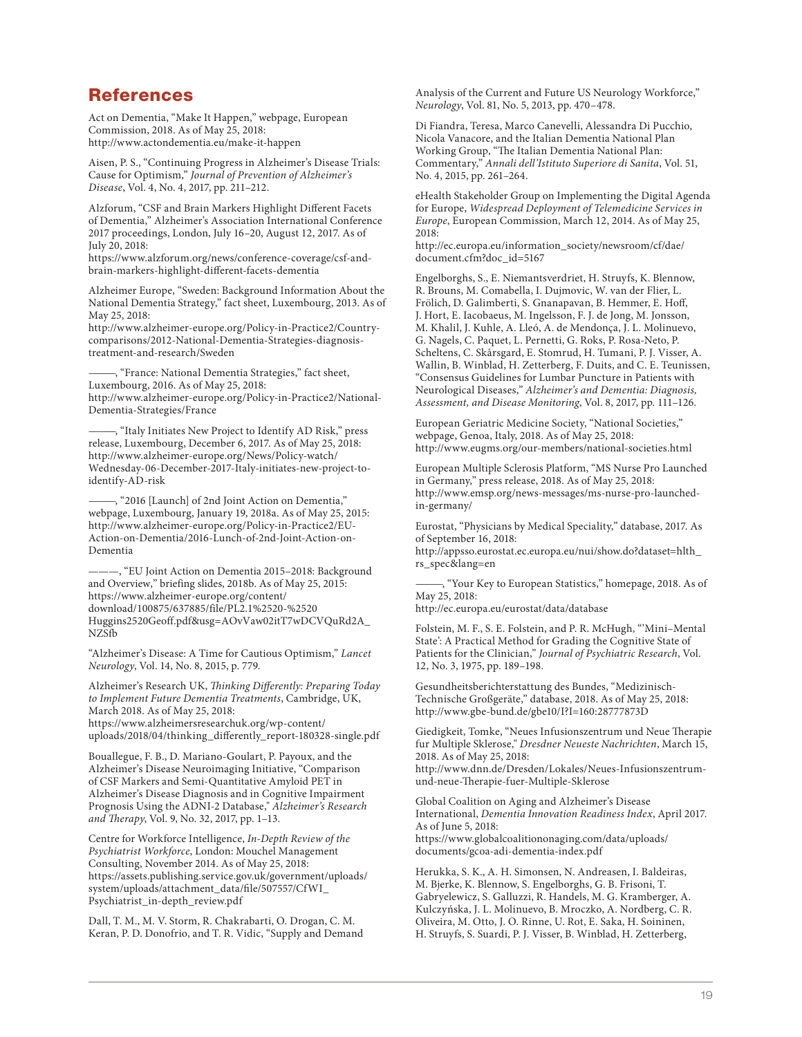# References

Act on Dementia, "Make It Happen," webpage, European Commission, 2018. As of May 25, 2018: http://www.actondementia.eu/make-it-happen

Aisen, P. S., "Continuing Progress in Alzheimer's Disease Trials: Cause for Optimism," *Journal of Prevention of Alzheimer's Disease*, Vol. 4, No. 4, 2017, pp. 211–212.

Alzforum, "CSF and Brain Markers Highlight Different Facets of Dementia," Alzheimer's Association International Conference 2017 proceedings, London, July 16–20, August 12, 2017. As of July 20, 2018: https://www.alzforum.org/news/conference-coverage/csf-and-brain-markers-highlight-different-facets-dementia

Alzheimer Europe, "Sweden: Background Information About the National Dementia Strategy," fact sheet, Luxembourg, 2013. As of May 25, 2018: http://www.alzheimer-europe.org/Policy-in-Practice2/Country-comparisons/2012-National-Dementia-Strategies-diagnosis-treatment-and-research/Sweden

———, "France: National Dementia Strategies," fact sheet, Luxembourg, 2016. As of May 25, 2018: http://www.alzheimer-europe.org/Policy-in-Practice2/National-Dementia-Strategies/France

———, "Italy Initiates New Project to Identify AD Risk," press release, Luxembourg, December 6, 2017. As of May 25, 2018: http://www.alzheimer-europe.org/News/Policy-watch/Wednesday-06-December-2017-Italy-initiates-new-project-to-identify-AD-risk

———, "2016 [Launch] of 2nd Joint Action on Dementia," webpage, Luxembourg, January 19, 2018a. As of May 25, 2015: http://www.alzheimer-europe.org/Policy-in-Practice2/EU-Action-on-Dementia/2016-Lunch-of-2nd-Joint-Action-on-Dementia

———, "EU Joint Action on Dementia 2015–2018: Background and Overview," briefing slides, 2018b. As of May 25, 2015: https://www.alzheimer-europe.org/content/download/100875/637885/file/PL2.1%2520-%2520Huggins2520Geoff.pdf&usg=AOvVaw02itT7wDCVQuRd2A_NZSfb

"Alzheimer's Disease: A Time for Cautious Optimism," *Lancet Neurology*, Vol. 14, No. 8, 2015, p. 779.

Alzheimer's Research UK, *Thinking Differently: Preparing Today to Implement Future Dementia Treatments*, Cambridge, UK, March 2018. As of May 25, 2018: https://www.alzheimersresearchuk.org/wp-content/uploads/2018/04/thinking_differently_report-180328-single.pdf

Bouallegue, F. B., D. Mariano-Goulart, P. Payoux, and the Alzheimer's Disease Neuroimaging Initiative, "Comparison of CSF Markers and Semi-Quantitative Amyloid PET in Alzheimer's Disease Diagnosis and in Cognitive Impairment Prognosis Using the ADNI-2 Database," *Alzheimer's Research and Therapy*, Vol. 9, No. 32, 2017, pp. 1–13.

Centre for Workforce Intelligence, *In-Depth Review of the Psychiatrist Workforce*, London: Mouchel Management Consulting, November 2014. As of May 25, 2018: https://assets.publishing.service.gov.uk/government/uploads/system/uploads/attachment_data/file/507557/CfWI_Psychiatrist_in-depth_review.pdf

Dall, T. M., M. V. Storm, R. Chakrabarti, O. Drogan, C. M. Keran, P. D. Donofrio, and T. R. Vidic, "Supply and Demand Analysis of the Current and Future US Neurology Workforce," *Neurology*, Vol. 81, No. 5, 2013, pp. 470–478.

Di Fiandra, Teresa, Marco Canevelli, Alessandra Di Pucchio, Nicola Vanacore, and the Italian Dementia National Plan Working Group, "The Italian Dementia National Plan: Commentary," *Annali dell'Istituto Superiore di Sanita*, Vol. 51, No. 4, 2015, pp. 261–264.

eHealth Stakeholder Group on Implementing the Digital Agenda for Europe, *Widespread Deployment of Telemedicine Services in Europe*, European Commission, March 12, 2014. As of May 25, 2018: http://ec.europa.eu/information_society/newsroom/cf/dae/document.cfm?doc_id=5167

Engelborghs, S., E. Niemantsverdriet, H. Struyfs, K. Blennow, R. Brouns, M. Comabella, I. Dujmovic, W. van der Flier, L. Frölich, D. Galimberti, S. Gnanapavan, B. Hemmer, E. Hoff, J. Hort, E. Iacobaeus, M. Ingelsson, F. J. de Jong, M. Jonsson, M. Khalil, J. Kuhle, A. Lleó, A. de Mendonça, J. L. Molinuevo, G. Nagels, C. Paquet, L. Pernetti, G. Roks, P. Rosa-Neto, P. Scheltens, C. Skårsgard, E. Stomrud, H. Tumani, P. J. Visser, A. Wallin, B. Winblad, H. Zetterberg, F. Duits, and C. E. Teunissen, "Consensus Guidelines for Lumbar Puncture in Patients with Neurological Diseases," *Alzheimer's and Dementia: Diagnosis, Assessment, and Disease Monitoring*, Vol. 8, 2017, pp. 111–126.

European Geriatric Medicine Society, "National Societies," webpage, Genoa, Italy, 2018. As of May 25, 2018: http://www.eugms.org/our-members/national-societies.html

European Multiple Sclerosis Platform, "MS Nurse Pro Launched in Germany," press release, 2018. As of May 25, 2018: http://www.emsp.org/news-messages/ms-nurse-pro-launched-in-germany/

Eurostat, "Physicians by Medical Speciality," database, 2017. As of September 16, 2018: http://appsso.eurostat.ec.europa.eu/nui/show.do?dataset=hlth_rs_spec&lang=en

———, "Your Key to European Statistics," homepage, 2018. As of May 25, 2018: http://ec.europa.eu/eurostat/data/database

Folstein, M. F., S. E. Folstein, and P. R. McHugh, "'Mini–Mental State': A Practical Method for Grading the Cognitive State of Patients for the Clinician," *Journal of Psychiatric Research*, Vol. 12, No. 3, 1975, pp. 189–198.

Gesundheitsberichterstattung des Bundes, "Medizinisch-Technische Großgeräte," database, 2018. As of May 25, 2018: http://www.gbe-bund.de/gbe10/I?I=160:28777873D

Giedigkeit, Tomke, "Neues Infusionszentrum und Neue Therapie fur Multiple Sklerose," *Dresdner Neueste Nachrichten*, March 15, 2018. As of May 25, 2018: http://www.dnn.de/Dresden/Lokales/Neues-Infusionszentrum-und-neue-Therapie-fuer-Multiple-Sklerose

Global Coalition on Aging and Alzheimer's Disease International, *Dementia Innovation Readiness Index*, April 2017. As of June 5, 2018: https://www.globalcoalitiononaging.com/data/uploads/documents/gcoa-adi-dementia-index.pdf

Herukka, S. K., A. H. Simonsen, N. Andreasen, I. Baldeiras, M. Bjerke, K. Blennow, S. Engelborghs, G. B. Frisoni, T. Gabryelewicz, S. Galluzzi, R. Handels, M. G. Kramberger, A. Kulczyńska, J. L. Molinuevo, B. Mroczko, A. Nordberg, C. R. Oliveira, M. Otto, J. O. Rinne, U. Rot, E. Saka, H. Soininen, H. Struyfs, S. Suardi, P. J. Visser, B. Winblad, H. Zetterberg,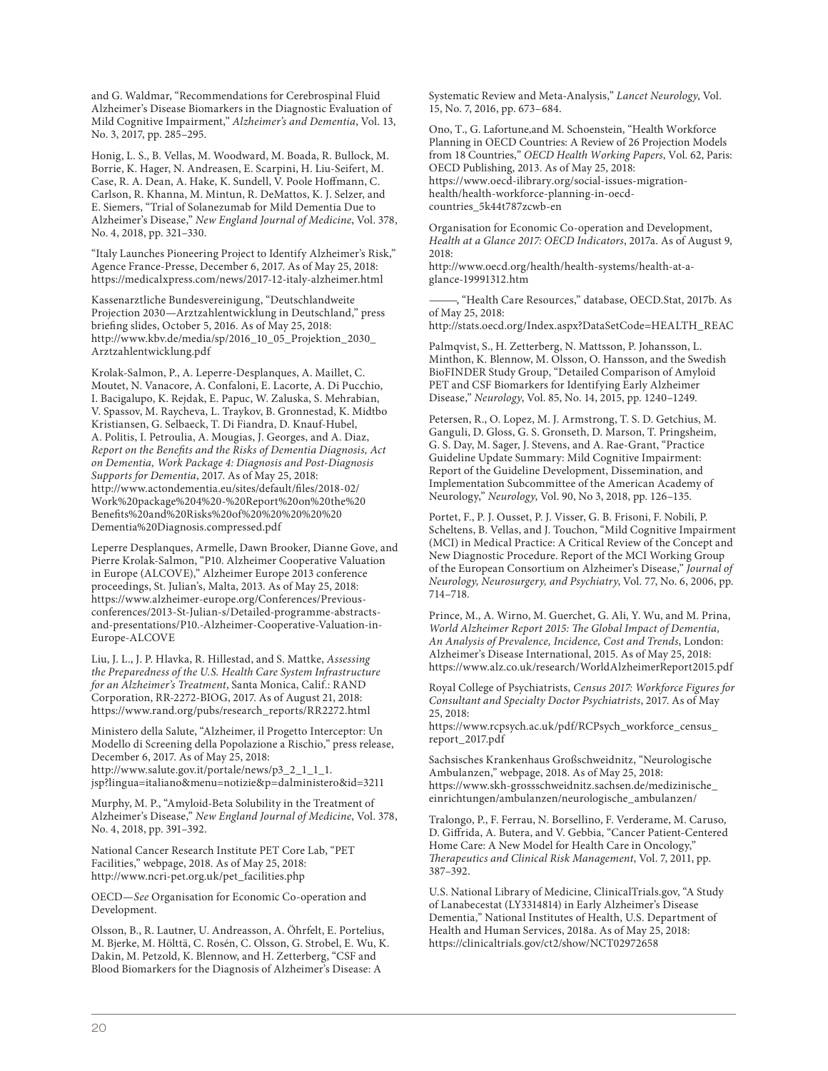and G. Waldmar, "Recommendations for Cerebrospinal Fluid Alzheimer's Disease Biomarkers in the Diagnostic Evaluation of Mild Cognitive Impairment," *Alzheimer's and Dementia*, Vol. 13, No. 3, 2017, pp. 285–295.

Honig, L. S., B. Vellas, M. Woodward, M. Boada, R. Bullock, M. Borrie, K. Hager, N. Andreasen, E. Scarpini, H. Liu-Seifert, M. Case, R. A. Dean, A. Hake, K. Sundell, V. Poole Hoffmann, C. Carlson, R. Khanna, M. Mintun, R. DeMattos, K. J. Selzer, and E. Siemers, "Trial of Solanezumab for Mild Dementia Due to Alzheimer's Disease," *New England Journal of Medicine*, Vol. 378, No. 4, 2018, pp. 321–330.

"Italy Launches Pioneering Project to Identify Alzheimer's Risk," Agence France-Presse, December 6, 2017. As of May 25, 2018: https://medicalxpress.com/news/2017-12-italy-alzheimer.html

Kassenarztliche Bundesvereinigung, "Deutschlandweite Projection 2030—Arztzahlentwicklung in Deutschland," press briefing slides, October 5, 2016. As of May 25, 2018: http://www.kbv.de/media/sp/2016_10_05_Projektion_2030_Arztzahlentwicklung.pdf

Krolak-Salmon, P., A. Leperre-Desplanques, A. Maillet, C. Moutet, N. Vanacore, A. Confaloni, E. Lacorte, A. Di Pucchio, I. Bacigalupo, K. Rejdak, E. Papuc, W. Zaluska, S. Mehrabian, V. Spassov, M. Raycheva, L. Traykov, B. Gronnestad, K. Midtbo Kristiansen, G. Selbaeck, T. Di Fiandra, D. Knauf-Hubel, A. Politis, I. Petroulia, A. Mougias, J. Georges, and A. Diaz, *Report on the Benefits and the Risks of Dementia Diagnosis, Act on Dementia, Work Package 4: Diagnosis and Post-Diagnosis Supports for Dementia*, 2017. As of May 25, 2018: http://www.actondementia.eu/sites/default/files/2018-02/Work%20package%204%20-%20Report%20on%20the%20Benefits%20and%20Risks%20of%20%20%20%20Dementia%20Diagnosis.compressed.pdf

Leperre Desplanques, Armelle, Dawn Brooker, Dianne Gove, and Pierre Krolak-Salmon, "P10. Alzheimer Cooperative Valuation in Europe (ALCOVE)," Alzheimer Europe 2013 conference proceedings, St. Julian's, Malta, 2013. As of May 25, 2018: https://www.alzheimer-europe.org/Conferences/Previous-conferences/2013-St-Julian-s/Detailed-programme-abstracts-and-presentations/P10.-Alzheimer-Cooperative-Valuation-in-Europe-ALCOVE

Liu, J. L., J. P. Hlavka, R. Hillestad, and S. Mattke, *Assessing the Preparedness of the U.S. Health Care System Infrastructure for an Alzheimer's Treatment*, Santa Monica, Calif.: RAND Corporation, RR-2272-BIOG, 2017. As of August 21, 2018: https://www.rand.org/pubs/research_reports/RR2272.html

Ministero della Salute, "Alzheimer, il Progetto Interceptor: Un Modello di Screening della Popolazione a Rischio," press release, December 6, 2017. As of May 25, 2018: http://www.salute.gov.it/portale/news/p3_2_1_1_1.jsp?lingua=italiano&menu=notizie&p=dalministero&id=3211

Murphy, M. P., "Amyloid-Beta Solubility in the Treatment of Alzheimer's Disease," *New England Journal of Medicine*, Vol. 378, No. 4, 2018, pp. 391–392.

National Cancer Research Institute PET Core Lab, "PET Facilities," webpage, 2018. As of May 25, 2018: http://www.ncri-pet.org.uk/pet_facilities.php

OECD—*See* Organisation for Economic Co-operation and Development.

Olsson, B., R. Lautner, U. Andreasson, A. Öhrfelt, E. Portelius, M. Bjerke, M. Hölttä, C. Rosén, C. Olsson, G. Strobel, E. Wu, K. Dakin, M. Petzold, K. Blennow, and H. Zetterberg, "CSF and Blood Biomarkers for the Diagnosis of Alzheimer's Disease: A Systematic Review and Meta-Analysis," *Lancet Neurology*, Vol. 15, No. 7, 2016, pp. 673–684.

Ono, T., G. Lafortune,and M. Schoenstein, "Health Workforce Planning in OECD Countries: A Review of 26 Projection Models from 18 Countries," *OECD Health Working Papers*, Vol. 62, Paris: OECD Publishing, 2013. As of May 25, 2018: https://www.oecd-ilibrary.org/social-issues-migration-health/health-workforce-planning-in-oecd-countries_5k44t787zcwb-en

Organisation for Economic Co-operation and Development, *Health at a Glance 2017: OECD Indicators*, 2017a. As of August 9, 2018: http://www.oecd.org/health/health-systems/health-at-a-glance-19991312.htm

———, "Health Care Resources," database, OECD.Stat, 2017b. As of May 25, 2018: http://stats.oecd.org/Index.aspx?DataSetCode=HEALTH_REAC

Palmqvist, S., H. Zetterberg, N. Mattsson, P. Johansson, L. Minthon, K. Blennow, M. Olsson, O. Hansson, and the Swedish BioFINDER Study Group, "Detailed Comparison of Amyloid PET and CSF Biomarkers for Identifying Early Alzheimer Disease," *Neurology*, Vol. 85, No. 14, 2015, pp. 1240–1249.

Petersen, R., O. Lopez, M. J. Armstrong, T. S. D. Getchius, M. Ganguli, D. Gloss, G. S. Gronseth, D. Marson, T. Pringsheim, G. S. Day, M. Sager, J. Stevens, and A. Rae-Grant, "Practice Guideline Update Summary: Mild Cognitive Impairment: Report of the Guideline Development, Dissemination, and Implementation Subcommittee of the American Academy of Neurology," *Neurology*, Vol. 90, No 3, 2018, pp. 126–135.

Portet, F., P. J. Ousset, P. J. Visser, G. B. Frisoni, F. Nobili, P. Scheltens, B. Vellas, and J. Touchon, "Mild Cognitive Impairment (MCI) in Medical Practice: A Critical Review of the Concept and New Diagnostic Procedure. Report of the MCI Working Group of the European Consortium on Alzheimer's Disease," *Journal of Neurology, Neurosurgery, and Psychiatry*, Vol. 77, No. 6, 2006, pp. 714–718.

Prince, M., A. Wirno, M. Guerchet, G. Ali, Y. Wu, and M. Prina, *World Alzheimer Report 2015: The Global Impact of Dementia, An Analysis of Prevalence, Incidence, Cost and Trends*, London: Alzheimer's Disease International, 2015. As of May 25, 2018: https://www.alz.co.uk/research/WorldAlzheimerReport2015.pdf

Royal College of Psychiatrists, *Census 2017: Workforce Figures for Consultant and Specialty Doctor Psychiatrists*, 2017. As of May 25, 2018: https://www.rcpsych.ac.uk/pdf/RCPsych_workforce_census_report_2017.pdf

Sachsisches Krankenhaus Großschweidnitz, "Neurologische Ambulanzen," webpage, 2018. As of May 25, 2018: https://www.skh-grossschweidnitz.sachsen.de/medizinische_einrichtungen/ambulanzen/neurologische_ambulanzen/

Tralongo, P., F. Ferrau, N. Borsellino, F. Verderame, M. Caruso, D. Giffrida, A. Butera, and V. Gebbia, "Cancer Patient-Centered Home Care: A New Model for Health Care in Oncology," *Therapeutics and Clinical Risk Management*, Vol. 7, 2011, pp. 387–392.

U.S. National Library of Medicine, ClinicalTrials.gov, "A Study of Lanabecestat (LY3314814) in Early Alzheimer's Disease Dementia," National Institutes of Health, U.S. Department of Health and Human Services, 2018a. As of May 25, 2018: https://clinicaltrials.gov/ct2/show/NCT02972658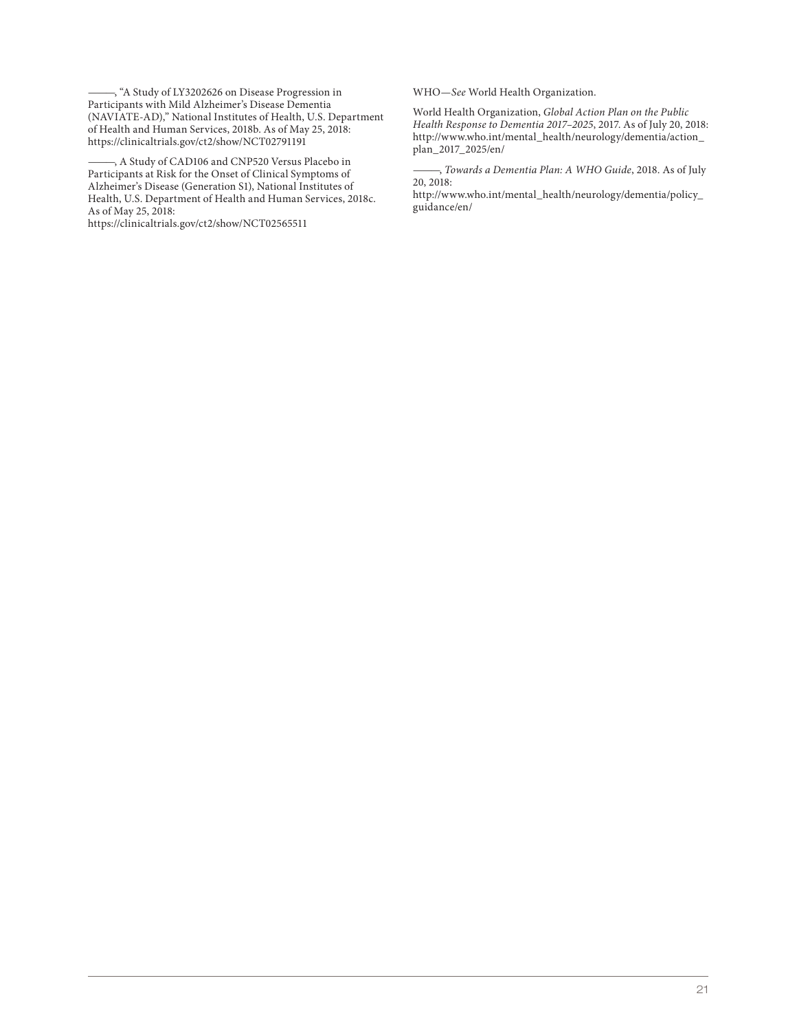———, “A Study of LY3202626 on Disease Progression in Participants with Mild Alzheimer’s Disease Dementia (NAVIATE-AD),” National Institutes of Health, U.S. Department of Health and Human Services, 2018b. As of May 25, 2018: https://clinicaltrials.gov/ct2/show/NCT02791191

———, A Study of CAD106 and CNP520 Versus Placebo in Participants at Risk for the Onset of Clinical Symptoms of Alzheimer’s Disease (Generation S1), National Institutes of Health, U.S. Department of Health and Human Services, 2018c. As of May 25, 2018:
https://clinicaltrials.gov/ct2/show/NCT02565511

WHO—*See* World Health Organization.

World Health Organization, *Global Action Plan on the Public Health Response to Dementia 2017–2025*, 2017. As of July 20, 2018: http://www.who.int/mental_health/neurology/dementia/action_plan_2017_2025/en/

———, *Towards a Dementia Plan: A WHO Guide*, 2018. As of July 20, 2018:
http://www.who.int/mental_health/neurology/dementia/policy_guidance/en/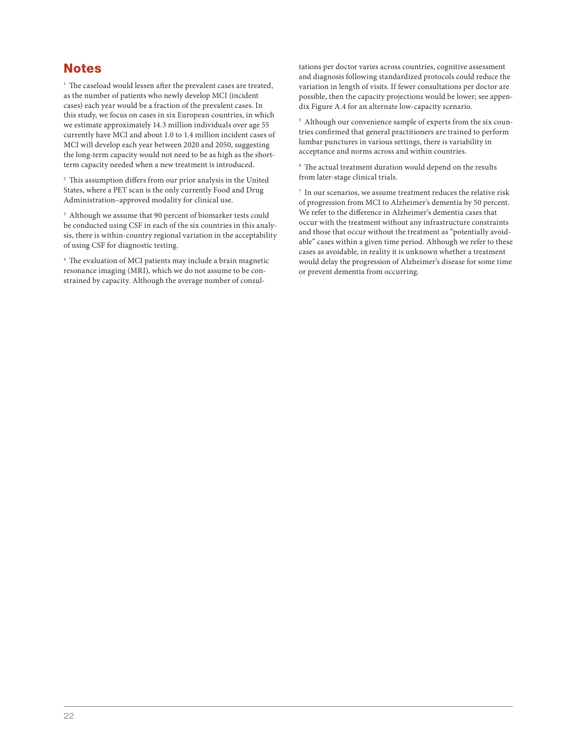## Notes

[1] The caseload would lessen after the prevalent cases are treated, as the number of patients who newly develop MCI (incident cases) each year would be a fraction of the prevalent cases. In this study, we focus on cases in six European countries, in which we estimate approximately 14.3 million individuals over age 55 currently have MCI and about 1.0 to 1.4 million incident cases of MCI will develop each year between 2020 and 2050, suggesting the long-term capacity would not need to be as high as the short-term capacity needed when a new treatment is introduced.

[2] This assumption differs from our prior analysis in the United States, where a PET scan is the only currently Food and Drug Administration–approved modality for clinical use.

[3] Although we assume that 90 percent of biomarker tests could be conducted using CSF in each of the six countries in this analysis, there is within-country regional variation in the acceptability of using CSF for diagnostic testing.

[4] The evaluation of MCI patients may include a brain magnetic resonance imaging (MRI), which we do not assume to be constrained by capacity. Although the average number of consultations per doctor varies across countries, cognitive assessment and diagnosis following standardized protocols could reduce the variation in length of visits. If fewer consultations per doctor are possible, then the capacity projections would be lower; see appendix Figure A.4 for an alternate low-capacity scenario.

[5] Although our convenience sample of experts from the six countries confirmed that general practitioners are trained to perform lumbar punctures in various settings, there is variability in acceptance and norms across and within countries.

[6] The actual treatment duration would depend on the results from later-stage clinical trials.

[7] In our scenarios, we assume treatment reduces the relative risk of progression from MCI to Alzheimer's dementia by 50 percent. We refer to the difference in Alzheimer's dementia cases that occur with the treatment without any infrastructure constraints and those that occur without the treatment as "potentially avoidable" cases within a given time period. Although we refer to these cases as avoidable, in reality it is unknown whether a treatment would delay the progression of Alzheimer's disease for some time or prevent dementia from occurring.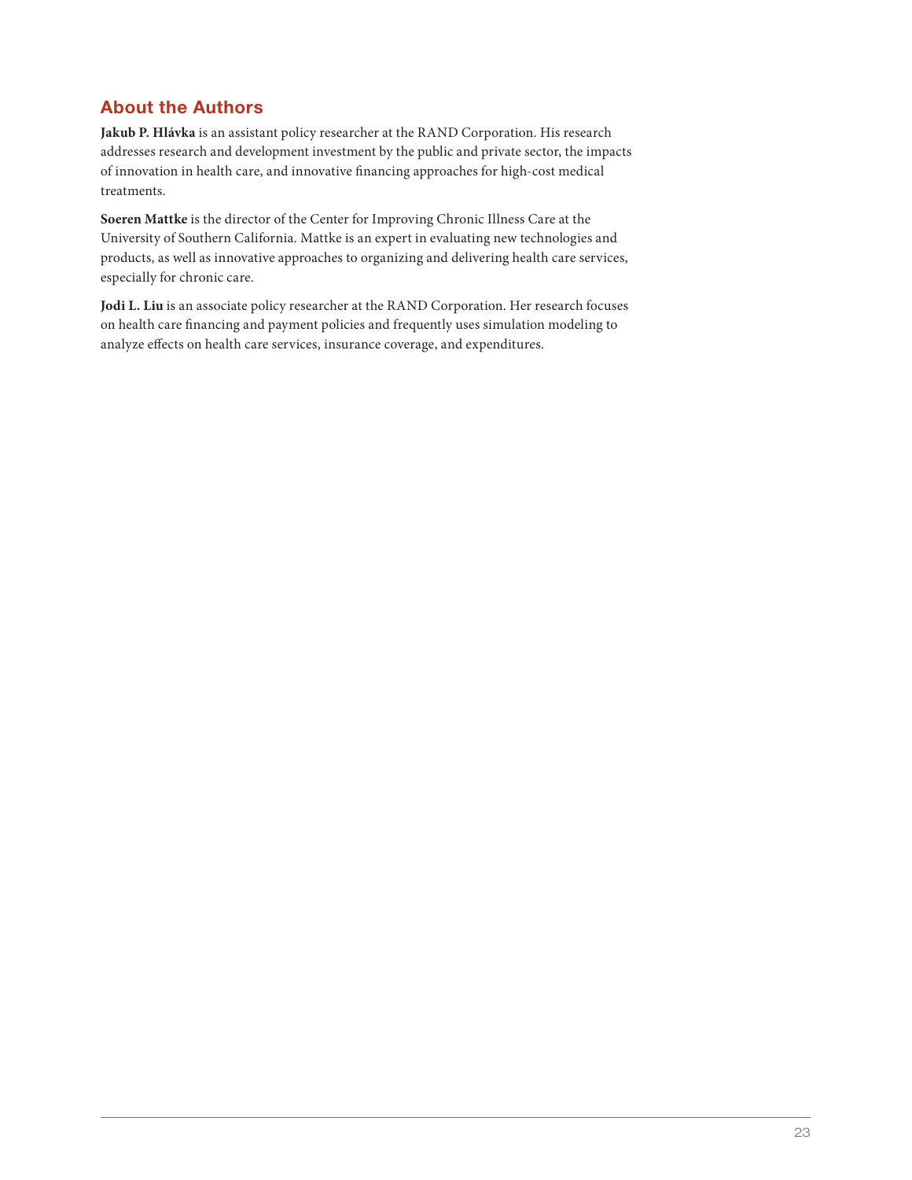## About the Authors

**Jakub P. Hlávka** is an assistant policy researcher at the RAND Corporation. His research addresses research and development investment by the public and private sector, the impacts of innovation in health care, and innovative financing approaches for high-cost medical treatments.

**Soeren Mattke** is the director of the Center for Improving Chronic Illness Care at the University of Southern California. Mattke is an expert in evaluating new technologies and products, as well as innovative approaches to organizing and delivering health care services, especially for chronic care.

**Jodi L. Liu** is an associate policy researcher at the RAND Corporation. Her research focuses on health care financing and payment policies and frequently uses simulation modeling to analyze effects on health care services, insurance coverage, and expenditures.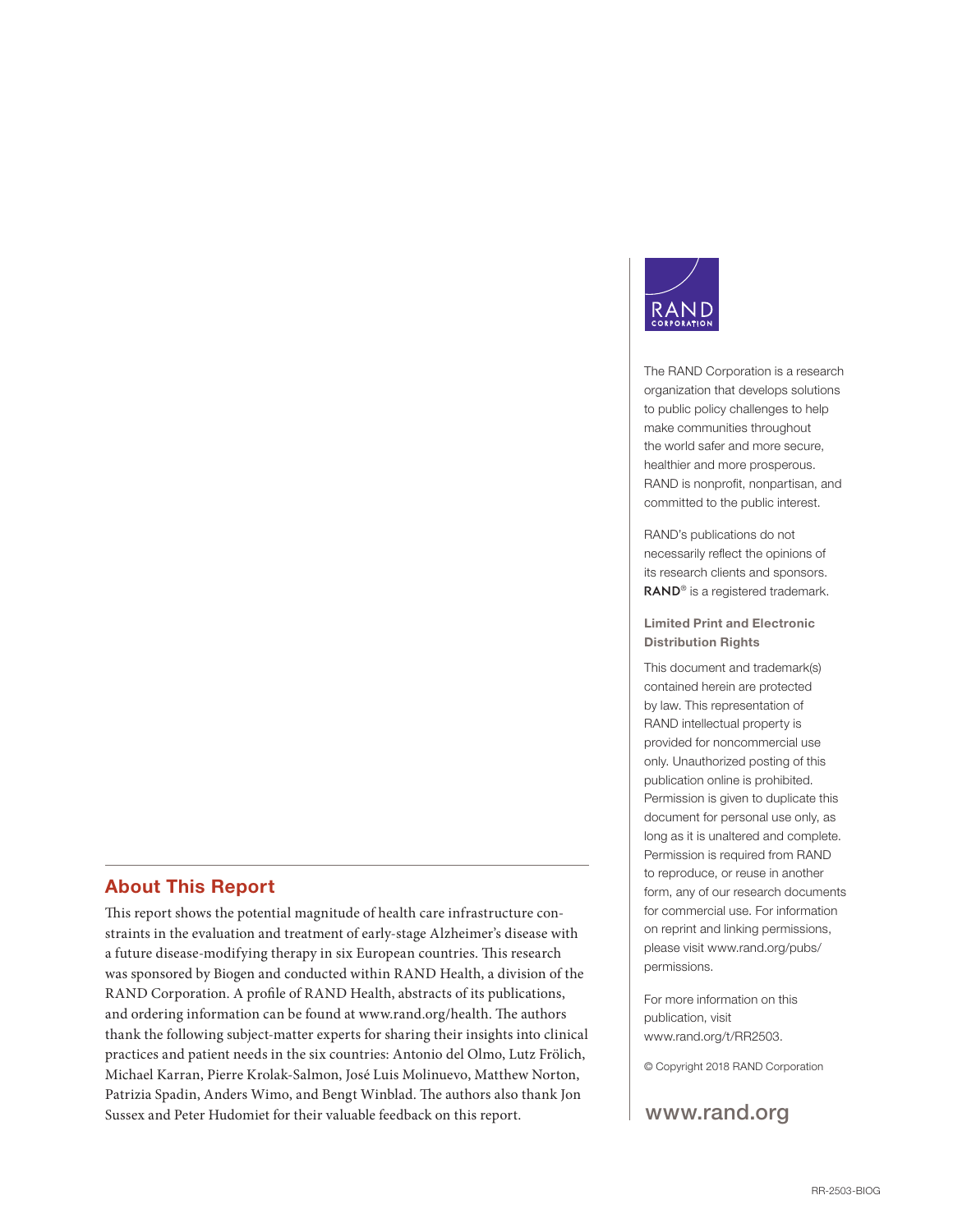## About This Report

This report shows the potential magnitude of health care infrastructure constraints in the evaluation and treatment of early-stage Alzheimer's disease with a future disease-modifying therapy in six European countries. This research was sponsored by Biogen and conducted within RAND Health, a division of the RAND Corporation. A profile of RAND Health, abstracts of its publications, and ordering information can be found at www.rand.org/health. The authors thank the following subject-matter experts for sharing their insights into clinical practices and patient needs in the six countries: Antonio del Olmo, Lutz Frölich, Michael Karran, Pierre Krolak-Salmon, José Luis Molinuevo, Matthew Norton, Patrizia Spadin, Anders Wimo, and Bengt Winblad. The authors also thank Jon Sussex and Peter Hudomiet for their valuable feedback on this report.

RAND CORPORATION

The RAND Corporation is a research organization that develops solutions to public policy challenges to help make communities throughout the world safer and more secure, healthier and more prosperous. RAND is nonprofit, nonpartisan, and committed to the public interest.

RAND's publications do not necessarily reflect the opinions of its research clients and sponsors. **RAND**® is a registered trademark.

**Limited Print and Electronic Distribution Rights**

This document and trademark(s) contained herein are protected by law. This representation of RAND intellectual property is provided for noncommercial use only. Unauthorized posting of this publication online is prohibited. Permission is given to duplicate this document for personal use only, as long as it is unaltered and complete. Permission is required from RAND to reproduce, or reuse in another form, any of our research documents for commercial use. For information on reprint and linking permissions, please visit www.rand.org/pubs/permissions.

For more information on this publication, visit www.rand.org/t/RR2503.

© Copyright 2018 RAND Corporation

www.rand.org

RR-2503-BIOG